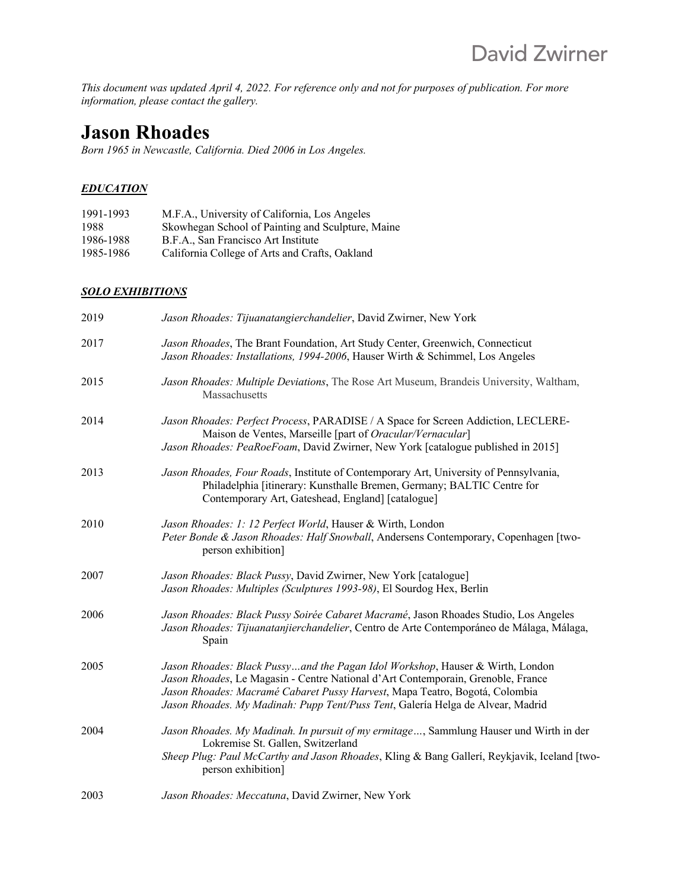*This document was updated April 4, 2022. For reference only and not for purposes of publication. For more information, please contact the gallery.*

# Jason Rhoades

*Born 1965 in Newcastle, California. Died 2006 in Los Angeles.*

## ***EDUCATION***

| | |
|---|---|
| 1991-1993 | M.F.A., University of California, Los Angeles |
| 1988 | Skowhegan School of Painting and Sculpture, Maine |
| 1986-1988 | B.F.A., San Francisco Art Institute |
| 1985-1986 | California College of Arts and Crafts, Oakland |

## ***SOLO EXHIBITIONS***

**2019**

*Jason Rhoades: Tijuanatangierchandelier*, David Zwirner, New York

**2017**

*Jason Rhoades*, The Brant Foundation, Art Study Center, Greenwich, Connecticut

*Jason Rhoades: Installations, 1994-2006*, Hauser Wirth & Schimmel, Los Angeles

**2015**

*Jason Rhoades: Multiple Deviations*, The Rose Art Museum, Brandeis University, Waltham, Massachusetts

**2014**

*Jason Rhoades: Perfect Process*, PARADISE / A Space for Screen Addiction, LECLERE-Maison de Ventes, Marseille [part of *Oracular/Vernacular*]

*Jason Rhoades: PeaRoeFoam*, David Zwirner, New York [catalogue published in 2015]

**2013**

*Jason Rhoades, Four Roads*, Institute of Contemporary Art, University of Pennsylvania, Philadelphia [itinerary: Kunsthalle Bremen, Germany; BALTIC Centre for Contemporary Art, Gateshead, England] [catalogue]

**2010**

*Jason Rhoades: 1: 12 Perfect World*, Hauser & Wirth, London

*Peter Bonde & Jason Rhoades: Half Snowball*, Andersens Contemporary, Copenhagen [two-person exhibition]

**2007**

*Jason Rhoades: Black Pussy*, David Zwirner, New York [catalogue]

*Jason Rhoades: Multiples (Sculptures 1993-98)*, El Sourdog Hex, Berlin

**2006**

*Jason Rhoades: Black Pussy Soirée Cabaret Macramé*, Jason Rhoades Studio, Los Angeles

*Jason Rhoades: Tijuanatanjierchandelier*, Centro de Arte Contemporáneo de Málaga, Málaga, Spain

**2005**

*Jason Rhoades: Black Pussy…and the Pagan Idol Workshop*, Hauser & Wirth, London

*Jason Rhoades*, Le Magasin - Centre National d'Art Contemporain, Grenoble, France

*Jason Rhoades: Macramé Cabaret Pussy Harvest*, Mapa Teatro, Bogotá, Colombia

*Jason Rhoades. My Madinah: Pupp Tent/Puss Tent*, Galería Helga de Alvear, Madrid

**2004**

*Jason Rhoades. My Madinah. In pursuit of my ermitage…*, Sammlung Hauser und Wirth in der Lokremise St. Gallen, Switzerland

*Sheep Plug: Paul McCarthy and Jason Rhoades*, Kling & Bang Gallerí, Reykjavik, Iceland [two-person exhibition]

**2003**

*Jason Rhoades: Meccatuna*, David Zwirner, New York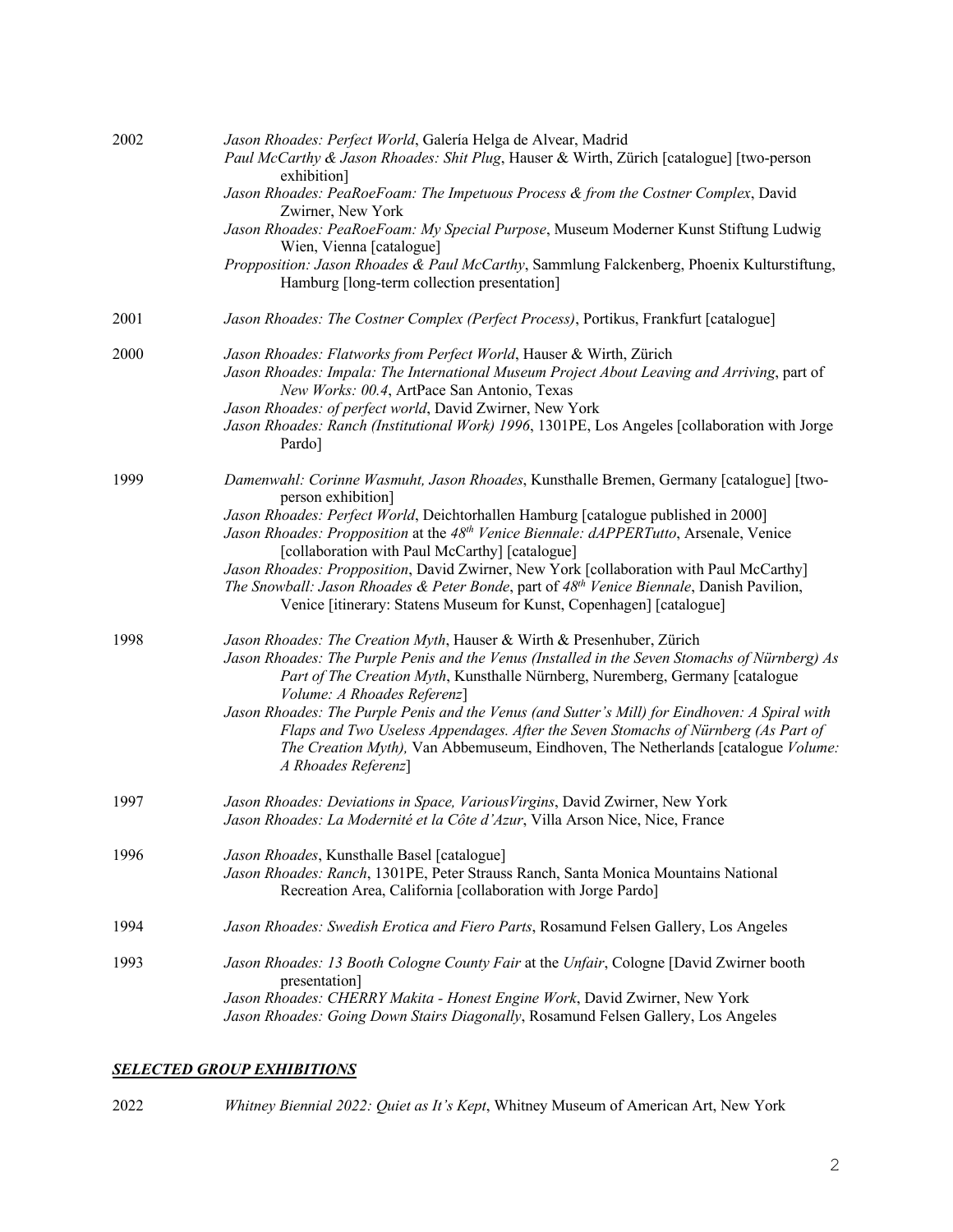2002

*Jason Rhoades: Perfect World*, Galería Helga de Alvear, Madrid
*Paul McCarthy & Jason Rhoades: Shit Plug*, Hauser & Wirth, Zürich [catalogue] [two-person exhibition]
*Jason Rhoades: PeaRoeFoam: The Impetuous Process & from the Costner Complex*, David Zwirner, New York
*Jason Rhoades: PeaRoeFoam: My Special Purpose*, Museum Moderner Kunst Stiftung Ludwig Wien, Vienna [catalogue]
*Propposition: Jason Rhoades & Paul McCarthy*, Sammlung Falckenberg, Phoenix Kulturstiftung, Hamburg [long-term collection presentation]

2001

*Jason Rhoades: The Costner Complex (Perfect Process)*, Portikus, Frankfurt [catalogue]

2000

*Jason Rhoades: Flatworks from Perfect World*, Hauser & Wirth, Zürich
*Jason Rhoades: Impala: The International Museum Project About Leaving and Arriving*, part of *New Works: 00.4*, ArtPace San Antonio, Texas
*Jason Rhoades: of perfect world*, David Zwirner, New York
*Jason Rhoades: Ranch (Institutional Work) 1996*, 1301PE, Los Angeles [collaboration with Jorge Pardo]

1999

*Damenwahl: Corinne Wasmuht, Jason Rhoades*, Kunsthalle Bremen, Germany [catalogue] [two-person exhibition]
*Jason Rhoades: Perfect World*, Deichtorhallen Hamburg [catalogue published in 2000]
*Jason Rhoades: Propposition* at the *48th Venice Biennale: dAPPERTutto*, Arsenale, Venice [collaboration with Paul McCarthy] [catalogue]
*Jason Rhoades: Propposition*, David Zwirner, New York [collaboration with Paul McCarthy]
*The Snowball: Jason Rhoades & Peter Bonde*, part of *48th Venice Biennale*, Danish Pavilion, Venice [itinerary: Statens Museum for Kunst, Copenhagen] [catalogue]

1998

*Jason Rhoades: The Creation Myth*, Hauser & Wirth & Presenhuber, Zürich
*Jason Rhoades: The Purple Penis and the Venus (Installed in the Seven Stomachs of Nürnberg) As Part of The Creation Myth*, Kunsthalle Nürnberg, Nuremberg, Germany [catalogue *Volume: A Rhoades Referenz*]
*Jason Rhoades: The Purple Penis and the Venus (and Sutter's Mill) for Eindhoven: A Spiral with Flaps and Two Useless Appendages. After the Seven Stomachs of Nürnberg (As Part of The Creation Myth),* Van Abbemuseum, Eindhoven, The Netherlands [catalogue *Volume: A Rhoades Referenz*]

1997

*Jason Rhoades: Deviations in Space, VariousVirgins*, David Zwirner, New York
*Jason Rhoades: La Modernité et la Côte d'Azur*, Villa Arson Nice, Nice, France

1996

*Jason Rhoades*, Kunsthalle Basel [catalogue]
*Jason Rhoades: Ranch*, 1301PE, Peter Strauss Ranch, Santa Monica Mountains National Recreation Area, California [collaboration with Jorge Pardo]

1994

*Jason Rhoades: Swedish Erotica and Fiero Parts*, Rosamund Felsen Gallery, Los Angeles

1993

*Jason Rhoades: 13 Booth Cologne County Fair* at the *Unfair*, Cologne [David Zwirner booth presentation]
*Jason Rhoades: CHERRY Makita - Honest Engine Work*, David Zwirner, New York
*Jason Rhoades: Going Down Stairs Diagonally*, Rosamund Felsen Gallery, Los Angeles

## ***SELECTED GROUP EXHIBITIONS***

2022

*Whitney Biennial 2022: Quiet as It's Kept*, Whitney Museum of American Art, New York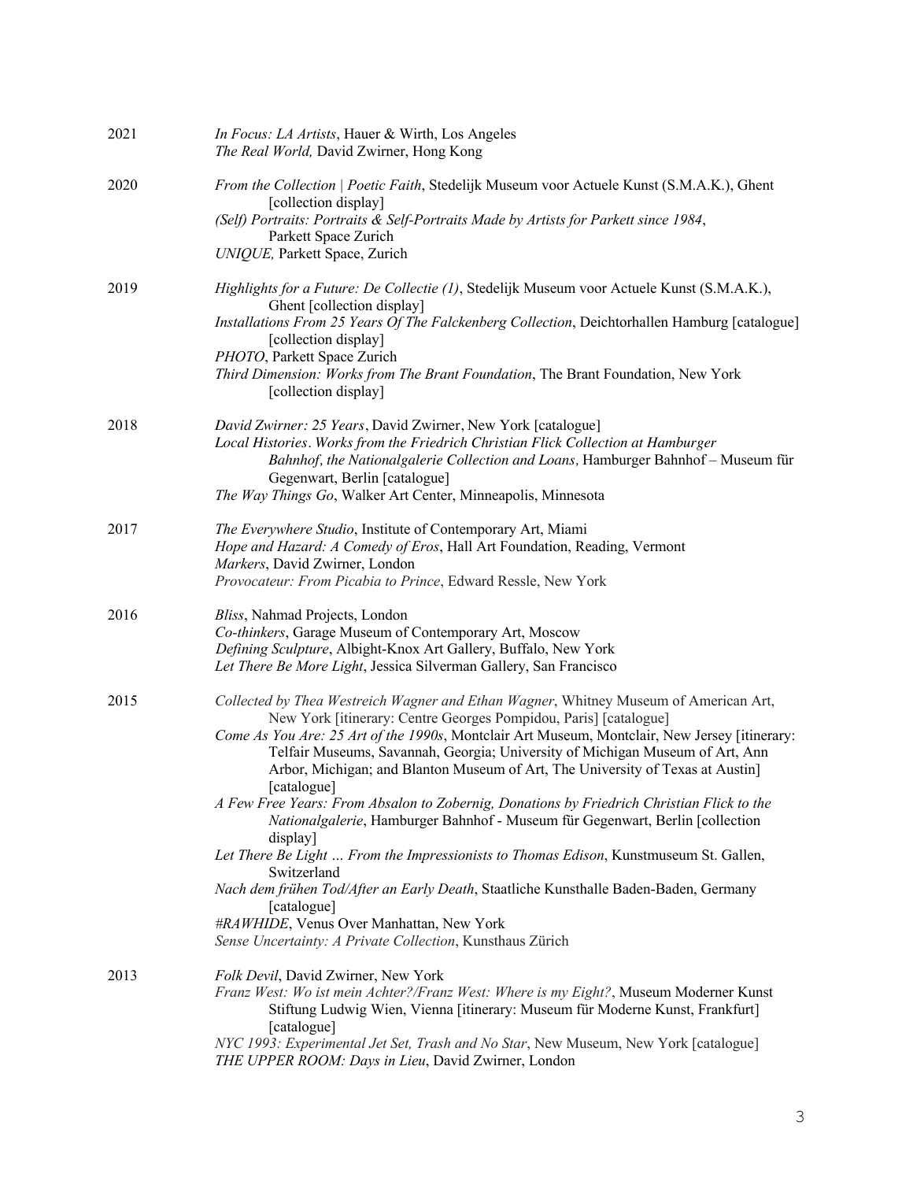2021

*In Focus: LA Artists*, Hauer & Wirth, Los Angeles
*The Real World,* David Zwirner, Hong Kong

2020

*From the Collection | Poetic Faith*, Stedelijk Museum voor Actuele Kunst (S.M.A.K.), Ghent [collection display]
*(Self) Portraits: Portraits & Self-Portraits Made by Artists for Parkett since 1984*, Parkett Space Zurich
*UNIQUE,* Parkett Space, Zurich

2019

*Highlights for a Future: De Collectie (1)*, Stedelijk Museum voor Actuele Kunst (S.M.A.K.), Ghent [collection display]
*Installations From 25 Years Of The Falckenberg Collection*, Deichtorhallen Hamburg [catalogue] [collection display]
*PHOTO*, Parkett Space Zurich
*Third Dimension: Works from The Brant Foundation*, The Brant Foundation, New York [collection display]

2018

*David Zwirner: 25 Years*, David Zwirner, New York [catalogue]
*Local Histories. Works from the Friedrich Christian Flick Collection at Hamburger Bahnhof, the Nationalgalerie Collection and Loans,* Hamburger Bahnhof – Museum für Gegenwart, Berlin [catalogue]
*The Way Things Go*, Walker Art Center, Minneapolis, Minnesota

2017

*The Everywhere Studio*, Institute of Contemporary Art, Miami
*Hope and Hazard: A Comedy of Eros*, Hall Art Foundation, Reading, Vermont
*Markers*, David Zwirner, London
*Provocateur: From Picabia to Prince*, Edward Ressle, New York

2016

*Bliss*, Nahmad Projects, London
*Co-thinkers*, Garage Museum of Contemporary Art, Moscow
*Defining Sculpture*, Albight-Knox Art Gallery, Buffalo, New York
*Let There Be More Light*, Jessica Silverman Gallery, San Francisco

2015

*Collected by Thea Westreich Wagner and Ethan Wagner*, Whitney Museum of American Art, New York [itinerary: Centre Georges Pompidou, Paris] [catalogue]
*Come As You Are: 25 Art of the 1990s*, Montclair Art Museum, Montclair, New Jersey [itinerary: Telfair Museums, Savannah, Georgia; University of Michigan Museum of Art, Ann Arbor, Michigan; and Blanton Museum of Art, The University of Texas at Austin] [catalogue]
*A Few Free Years: From Absalon to Zobernig, Donations by Friedrich Christian Flick to the Nationalgalerie*, Hamburger Bahnhof - Museum für Gegenwart, Berlin [collection display]
*Let There Be Light … From the Impressionists to Thomas Edison*, Kunstmuseum St. Gallen, Switzerland
*Nach dem frühen Tod/After an Early Death*, Staatliche Kunsthalle Baden-Baden, Germany [catalogue]
*#RAWHIDE*, Venus Over Manhattan, New York
*Sense Uncertainty: A Private Collection*, Kunsthaus Zürich

2013

*Folk Devil*, David Zwirner, New York
*Franz West: Wo ist mein Achter?/Franz West: Where is my Eight?*, Museum Moderner Kunst Stiftung Ludwig Wien, Vienna [itinerary: Museum für Moderne Kunst, Frankfurt] [catalogue]
*NYC 1993: Experimental Jet Set, Trash and No Star*, New Museum, New York [catalogue]
*THE UPPER ROOM: Days in Lieu*, David Zwirner, London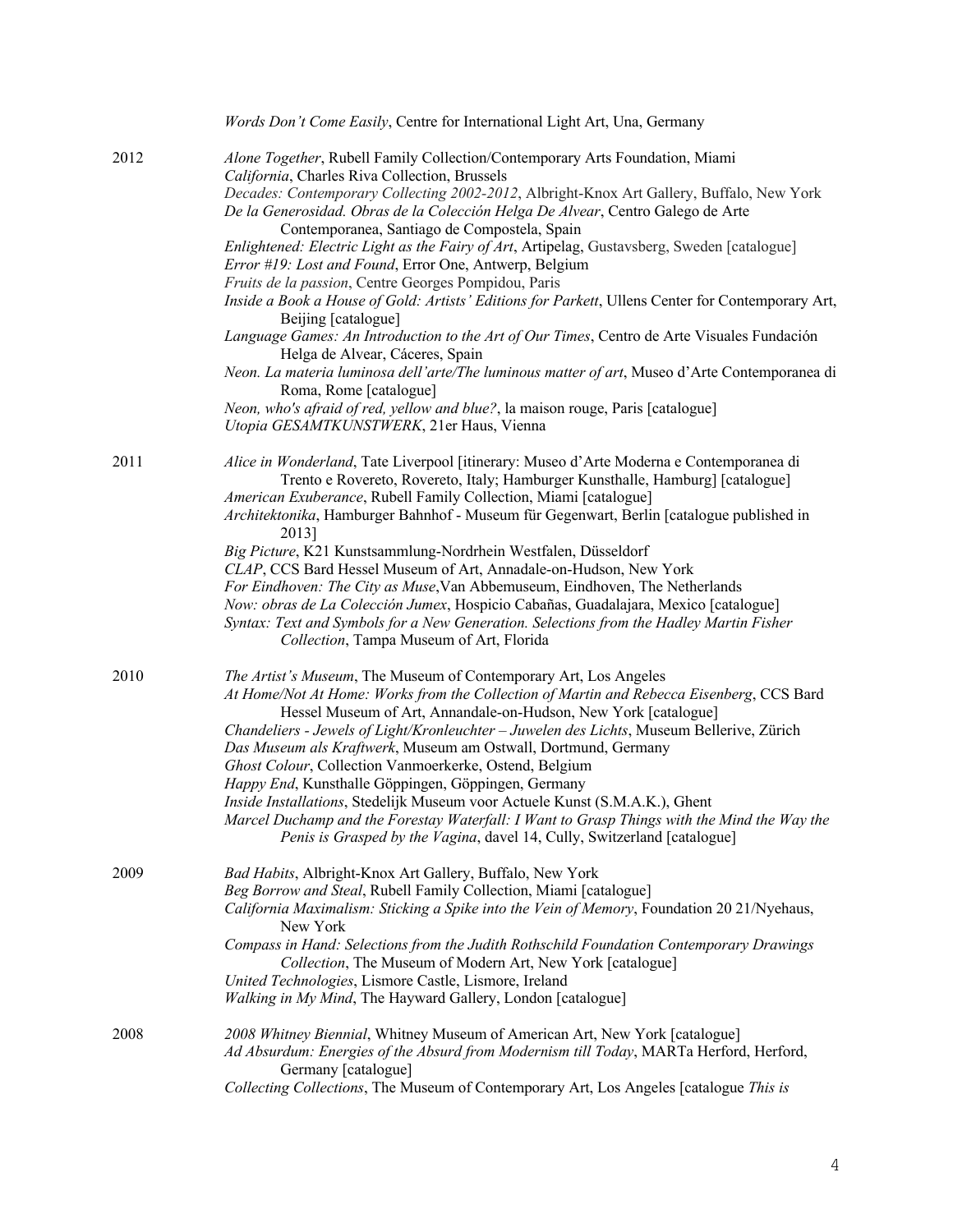*Words Don't Come Easily*, Centre for International Light Art, Una, Germany

2012

*Alone Together*, Rubell Family Collection/Contemporary Arts Foundation, Miami
*California*, Charles Riva Collection, Brussels
*Decades: Contemporary Collecting 2002-2012*, Albright-Knox Art Gallery, Buffalo, New York
*De la Generosidad. Obras de la Colección Helga De Alvear*, Centro Galego de Arte Contemporanea, Santiago de Compostela, Spain
*Enlightened: Electric Light as the Fairy of Art*, Artipelag, Gustavsberg, Sweden [catalogue]
*Error #19: Lost and Found*, Error One, Antwerp, Belgium
*Fruits de la passion*, Centre Georges Pompidou, Paris
*Inside a Book a House of Gold: Artists' Editions for Parkett*, Ullens Center for Contemporary Art, Beijing [catalogue]
*Language Games: An Introduction to the Art of Our Times*, Centro de Arte Visuales Fundación Helga de Alvear, Cáceres, Spain
*Neon. La materia luminosa dell'arte/The luminous matter of art*, Museo d'Arte Contemporanea di Roma, Rome [catalogue]
*Neon, who's afraid of red, yellow and blue?*, la maison rouge, Paris [catalogue]
*Utopia GESAMTKUNSTWERK*, 21er Haus, Vienna

2011

*Alice in Wonderland*, Tate Liverpool [itinerary: Museo d'Arte Moderna e Contemporanea di Trento e Rovereto, Rovereto, Italy; Hamburger Kunsthalle, Hamburg] [catalogue]
*American Exuberance*, Rubell Family Collection, Miami [catalogue]
*Architektonika*, Hamburger Bahnhof - Museum für Gegenwart, Berlin [catalogue published in 2013]
*Big Picture*, K21 Kunstsammlung-Nordrhein Westfalen, Düsseldorf
*CLAP*, CCS Bard Hessel Museum of Art, Annadale-on-Hudson, New York
*For Eindhoven: The City as Muse*,Van Abbemuseum, Eindhoven, The Netherlands
*Now: obras de La Colección Jumex*, Hospicio Cabañas, Guadalajara, Mexico [catalogue]
*Syntax: Text and Symbols for a New Generation. Selections from the Hadley Martin Fisher Collection*, Tampa Museum of Art, Florida

2010

*The Artist's Museum*, The Museum of Contemporary Art, Los Angeles
*At Home/Not At Home: Works from the Collection of Martin and Rebecca Eisenberg*, CCS Bard Hessel Museum of Art, Annandale-on-Hudson, New York [catalogue]
*Chandeliers - Jewels of Light/Kronleuchter – Juwelen des Lichts*, Museum Bellerive, Zürich
*Das Museum als Kraftwerk*, Museum am Ostwall, Dortmund, Germany
*Ghost Colour*, Collection Vanmoerkerke, Ostend, Belgium
*Happy End*, Kunsthalle Göppingen, Göppingen, Germany
*Inside Installations*, Stedelijk Museum voor Actuele Kunst (S.M.A.K.), Ghent
*Marcel Duchamp and the Forestay Waterfall: I Want to Grasp Things with the Mind the Way the Penis is Grasped by the Vagina*, davel 14, Cully, Switzerland [catalogue]

2009

*Bad Habits*, Albright-Knox Art Gallery, Buffalo, New York
*Beg Borrow and Steal*, Rubell Family Collection, Miami [catalogue]
*California Maximalism: Sticking a Spike into the Vein of Memory*, Foundation 20 21/Nyehaus, New York
*Compass in Hand: Selections from the Judith Rothschild Foundation Contemporary Drawings Collection*, The Museum of Modern Art, New York [catalogue]
*United Technologies*, Lismore Castle, Lismore, Ireland
*Walking in My Mind*, The Hayward Gallery, London [catalogue]

2008

*2008 Whitney Biennial*, Whitney Museum of American Art, New York [catalogue]
*Ad Absurdum: Energies of the Absurd from Modernism till Today*, MARTa Herford, Herford, Germany [catalogue]
*Collecting Collections*, The Museum of Contemporary Art, Los Angeles [catalogue *This is*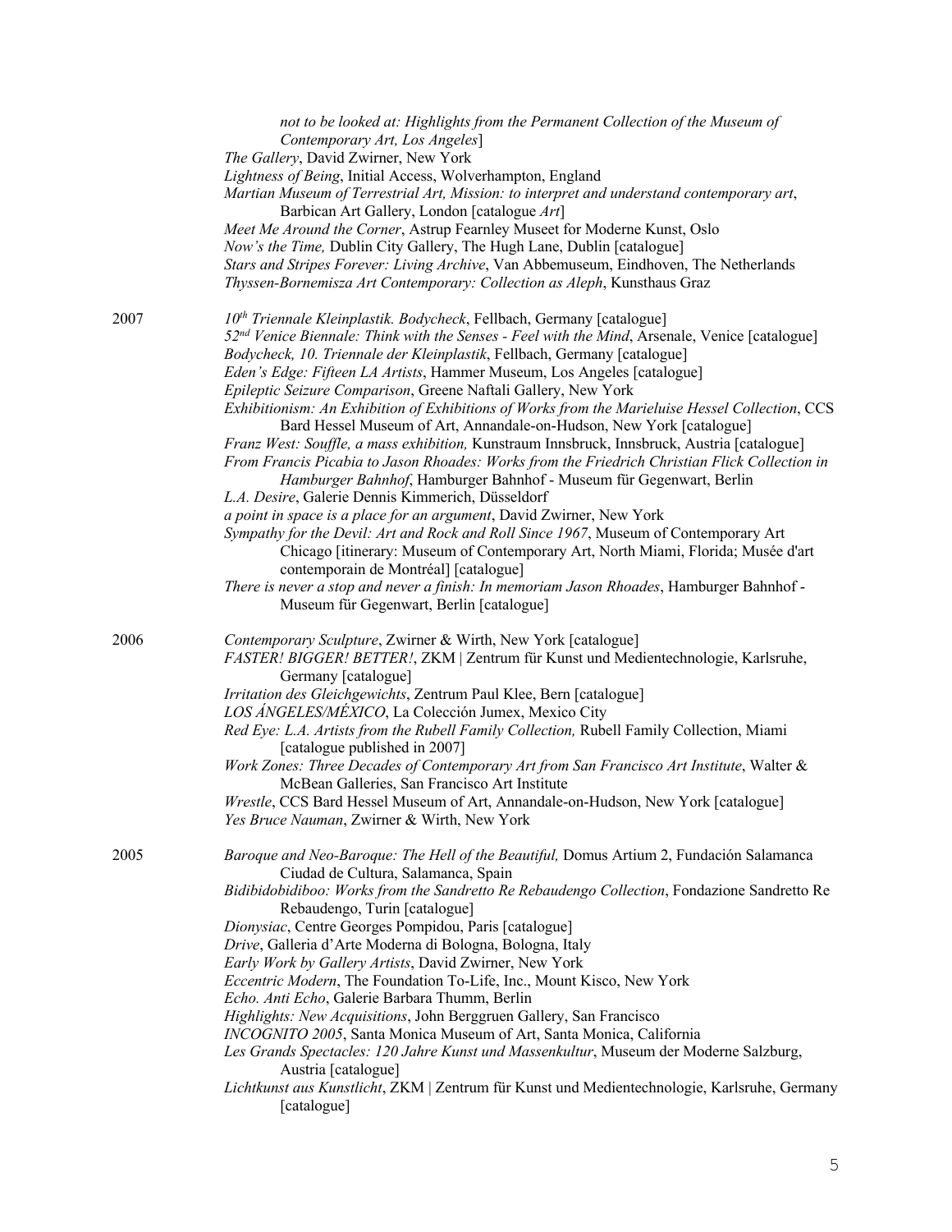*not to be looked at: Highlights from the Permanent Collection of the Museum of Contemporary Art, Los Angeles*]

*The Gallery*, David Zwirner, New York

*Lightness of Being*, Initial Access, Wolverhampton, England

*Martian Museum of Terrestrial Art, Mission: to interpret and understand contemporary art*, Barbican Art Gallery, London [catalogue *Art*]

*Meet Me Around the Corner*, Astrup Fearnley Museet for Moderne Kunst, Oslo

*Now's the Time,* Dublin City Gallery, The Hugh Lane, Dublin [catalogue]

*Stars and Stripes Forever: Living Archive*, Van Abbemuseum, Eindhoven, The Netherlands

*Thyssen-Bornemisza Art Contemporary: Collection as Aleph*, Kunsthaus Graz

**2007**

*10th Triennale Kleinplastik. Bodycheck*, Fellbach, Germany [catalogue]

*52nd Venice Biennale: Think with the Senses - Feel with the Mind*, Arsenale, Venice [catalogue]

*Bodycheck, 10. Triennale der Kleinplastik*, Fellbach, Germany [catalogue]

*Eden's Edge: Fifteen LA Artists*, Hammer Museum, Los Angeles [catalogue]

*Epileptic Seizure Comparison*, Greene Naftali Gallery, New York

*Exhibitionism: An Exhibition of Exhibitions of Works from the Marieluise Hessel Collection*, CCS Bard Hessel Museum of Art, Annandale-on-Hudson, New York [catalogue]

*Franz West: Souffle, a mass exhibition,* Kunstraum Innsbruck, Innsbruck, Austria [catalogue]

*From Francis Picabia to Jason Rhoades: Works from the Friedrich Christian Flick Collection in Hamburger Bahnhof*, Hamburger Bahnhof - Museum für Gegenwart, Berlin

*L.A. Desire*, Galerie Dennis Kimmerich, Düsseldorf

*a point in space is a place for an argument*, David Zwirner, New York

*Sympathy for the Devil: Art and Rock and Roll Since 1967*, Museum of Contemporary Art Chicago [itinerary: Museum of Contemporary Art, North Miami, Florida; Musée d'art contemporain de Montréal] [catalogue]

*There is never a stop and never a finish: In memoriam Jason Rhoades*, Hamburger Bahnhof - Museum für Gegenwart, Berlin [catalogue]

**2006**

*Contemporary Sculpture*, Zwirner & Wirth, New York [catalogue]

*FASTER! BIGGER! BETTER!*, ZKM | Zentrum für Kunst und Medientechnologie, Karlsruhe, Germany [catalogue]

*Irritation des Gleichgewichts*, Zentrum Paul Klee, Bern [catalogue]

*LOS ÁNGELES/MÉXICO*, La Colección Jumex, Mexico City

*Red Eye: L.A. Artists from the Rubell Family Collection,* Rubell Family Collection, Miami [catalogue published in 2007]

*Work Zones: Three Decades of Contemporary Art from San Francisco Art Institute*, Walter & McBean Galleries, San Francisco Art Institute

*Wrestle*, CCS Bard Hessel Museum of Art, Annandale-on-Hudson, New York [catalogue]

*Yes Bruce Nauman*, Zwirner & Wirth, New York

**2005**

*Baroque and Neo-Baroque: The Hell of the Beautiful,* Domus Artium 2, Fundación Salamanca Ciudad de Cultura, Salamanca, Spain

*Bidibidobidiboo: Works from the Sandretto Re Rebaudengo Collection*, Fondazione Sandretto Re Rebaudengo, Turin [catalogue]

*Dionysiac*, Centre Georges Pompidou, Paris [catalogue]

*Drive*, Galleria d'Arte Moderna di Bologna, Bologna, Italy

*Early Work by Gallery Artists*, David Zwirner, New York

*Eccentric Modern*, The Foundation To-Life, Inc., Mount Kisco, New York

*Echo. Anti Echo*, Galerie Barbara Thumm, Berlin

*Highlights: New Acquisitions*, John Berggruen Gallery, San Francisco

*INCOGNITO 2005*, Santa Monica Museum of Art, Santa Monica, California

*Les Grands Spectacles: 120 Jahre Kunst und Massenkultur*, Museum der Moderne Salzburg, Austria [catalogue]

*Lichtkunst aus Kunstlicht*, ZKM | Zentrum für Kunst und Medientechnologie, Karlsruhe, Germany [catalogue]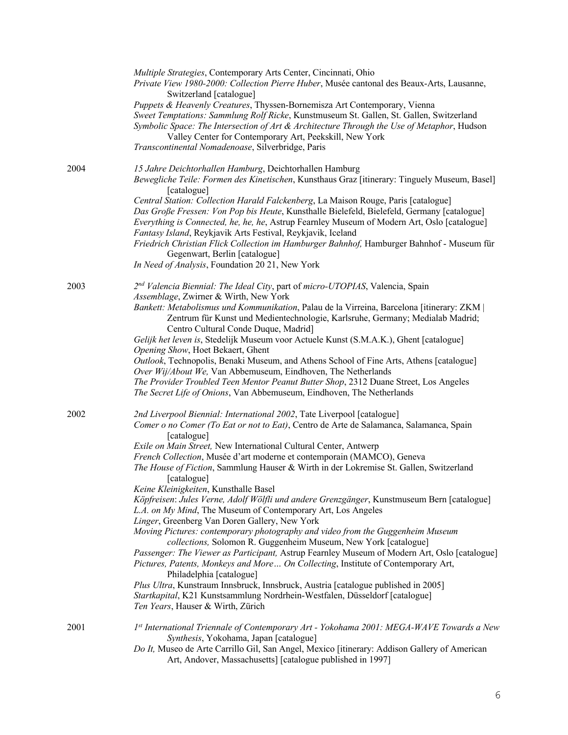*Multiple Strategies*, Contemporary Arts Center, Cincinnati, Ohio
*Private View 1980-2000: Collection Pierre Huber*, Musée cantonal des Beaux-Arts, Lausanne, Switzerland [catalogue]
*Puppets & Heavenly Creatures*, Thyssen-Bornemisza Art Contemporary, Vienna
*Sweet Temptations: Sammlung Rolf Ricke*, Kunstmuseum St. Gallen, St. Gallen, Switzerland
*Symbolic Space: The Intersection of Art & Architecture Through the Use of Metaphor*, Hudson Valley Center for Contemporary Art, Peekskill, New York
*Transcontinental Nomadenoase*, Silverbridge, Paris

2004

*15 Jahre Deichtorhallen Hamburg*, Deichtorhallen Hamburg
*Bewegliche Teile: Formen des Kinetischen*, Kunsthaus Graz [itinerary: Tinguely Museum, Basel] [catalogue]
*Central Station: Collection Harald Falckenberg*, La Maison Rouge, Paris [catalogue]
*Das Große Fressen: Von Pop bis Heute*, Kunsthalle Bielefeld, Bielefeld, Germany [catalogue]
*Everything is Connected, he, he, he*, Astrup Fearnley Museum of Modern Art, Oslo [catalogue]
*Fantasy Island*, Reykjavik Arts Festival, Reykjavik, Iceland
*Friedrich Christian Flick Collection im Hamburger Bahnhof,* Hamburger Bahnhof - Museum für Gegenwart, Berlin [catalogue]
*In Need of Analysis*, Foundation 20 21, New York

2003

*2nd Valencia Biennial: The Ideal City*, part of *micro-UTOPIAS*, Valencia, Spain
*Assemblage*, Zwirner & Wirth, New York
*Bankett: Metabolismus und Kommunikation*, Palau de la Virreina, Barcelona [itinerary: ZKM | Zentrum für Kunst und Medientechnologie, Karlsruhe, Germany; Medialab Madrid; Centro Cultural Conde Duque, Madrid]
*Gelijk het leven is*, Stedelijk Museum voor Actuele Kunst (S.M.A.K.), Ghent [catalogue]
*Opening Show*, Hoet Bekaert, Ghent
*Outlook*, Technopolis, Benaki Museum, and Athens School of Fine Arts, Athens [catalogue]
*Over Wij/About We,* Van Abbemuseum, Eindhoven, The Netherlands
*The Provider Troubled Teen Mentor Peanut Butter Shop*, 2312 Duane Street, Los Angeles
*The Secret Life of Onions*, Van Abbemuseum, Eindhoven, The Netherlands

2002

*2nd Liverpool Biennial: International 2002*, Tate Liverpool [catalogue]
*Comer o no Comer (To Eat or not to Eat)*, Centro de Arte de Salamanca, Salamanca, Spain [catalogue]
*Exile on Main Street,* New International Cultural Center, Antwerp
*French Collection*, Musée d'art moderne et contemporain (MAMCO), Geneva
*The House of Fiction*, Sammlung Hauser & Wirth in der Lokremise St. Gallen, Switzerland [catalogue]
*Keine Kleinigkeiten*, Kunsthalle Basel
*Köpfreisen*: *Jules Verne, Adolf Wölfli und andere Grenzgänger*, Kunstmuseum Bern [catalogue]
*L.A. on My Mind*, The Museum of Contemporary Art, Los Angeles
*Linger*, Greenberg Van Doren Gallery, New York
*Moving Pictures: contemporary photography and video from the Guggenheim Museum collections,* Solomon R. Guggenheim Museum, New York [catalogue]
*Passenger: The Viewer as Participant,* Astrup Fearnley Museum of Modern Art, Oslo [catalogue]
*Pictures, Patents, Monkeys and More… On Collecting*, Institute of Contemporary Art, Philadelphia [catalogue]
*Plus Ultra*, Kunstraum Innsbruck, Innsbruck, Austria [catalogue published in 2005]
*Startkapital*, K21 Kunstsammlung Nordrhein-Westfalen, Düsseldorf [catalogue]
*Ten Years*, Hauser & Wirth, Zürich

2001

*1st International Triennale of Contemporary Art - Yokohama 2001: MEGA-WAVE Towards a New Synthesis*, Yokohama, Japan [catalogue]
*Do It,* Museo de Arte Carrillo Gil, San Angel, Mexico [itinerary: Addison Gallery of American Art, Andover, Massachusetts] [catalogue published in 1997]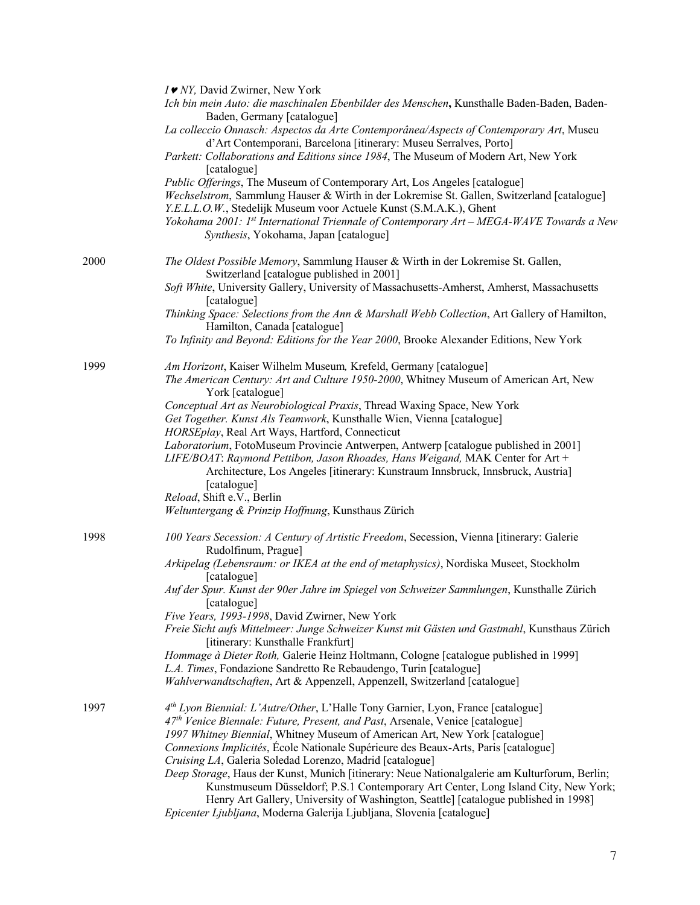*I ♥ NY,* David Zwirner, New York

*Ich bin mein Auto: die maschinalen Ebenbilder des Menschen***,** Kunsthalle Baden-Baden, Baden-Baden, Germany [catalogue]

*La colleccio Onnasch: Aspectos da Arte Contemporânea/Aspects of Contemporary Art*, Museu d'Art Contemporani, Barcelona [itinerary: Museu Serralves, Porto]

*Parkett: Collaborations and Editions since 1984*, The Museum of Modern Art, New York [catalogue]

*Public Offerings*, The Museum of Contemporary Art, Los Angeles [catalogue]

*Wechselstrom*, Sammlung Hauser & Wirth in der Lokremise St. Gallen, Switzerland [catalogue]

*Y.E.L.L.O.W.*, Stedelijk Museum voor Actuele Kunst (S.M.A.K.), Ghent

*Yokohama 2001: 1st International Triennale of Contemporary Art – MEGA-WAVE Towards a New Synthesis*, Yokohama, Japan [catalogue]

2000

*The Oldest Possible Memory*, Sammlung Hauser & Wirth in der Lokremise St. Gallen, Switzerland [catalogue published in 2001]

*Soft White*, University Gallery, University of Massachusetts-Amherst, Amherst, Massachusetts [catalogue]

*Thinking Space: Selections from the Ann & Marshall Webb Collection*, Art Gallery of Hamilton, Hamilton, Canada [catalogue]

*To Infinity and Beyond: Editions for the Year 2000*, Brooke Alexander Editions, New York

1999

*Am Horizont*, Kaiser Wilhelm Museum*,* Krefeld, Germany [catalogue]

*The American Century: Art and Culture 1950-2000*, Whitney Museum of American Art, New York [catalogue]

*Conceptual Art as Neurobiological Praxis*, Thread Waxing Space, New York

*Get Together. Kunst Als Teamwork*, Kunsthalle Wien, Vienna [catalogue]

*HORSEplay*, Real Art Ways, Hartford, Connecticut

*Laboratorium*, FotoMuseum Provincie Antwerpen, Antwerp [catalogue published in 2001]

*LIFE/BOAT*: *Raymond Pettibon, Jason Rhoades, Hans Weigand,* MAK Center for Art + Architecture, Los Angeles [itinerary: Kunstraum Innsbruck, Innsbruck, Austria] [catalogue]

*Reload*, Shift e.V., Berlin

*Weltuntergang & Prinzip Hoffnung*, Kunsthaus Zürich

1998

*100 Years Secession: A Century of Artistic Freedom*, Secession, Vienna [itinerary: Galerie Rudolfinum, Prague]

*Arkipelag (Lebensraum: or IKEA at the end of metaphysics)*, Nordiska Museet, Stockholm [catalogue]

*Auf der Spur. Kunst der 90er Jahre im Spiegel von Schweizer Sammlungen*, Kunsthalle Zürich [catalogue]

*Five Years, 1993-1998*, David Zwirner, New York

*Freie Sicht aufs Mittelmeer: Junge Schweizer Kunst mit Gästen und Gastmahl*, Kunsthaus Zürich [itinerary: Kunsthalle Frankfurt]

*Hommage à Dieter Roth,* Galerie Heinz Holtmann, Cologne [catalogue published in 1999]

*L.A. Times*, Fondazione Sandretto Re Rebaudengo, Turin [catalogue]

*Wahlverwandtschaften*, Art & Appenzell, Appenzell, Switzerland [catalogue]

1997

*4th Lyon Biennial: L'Autre/Other*, L'Halle Tony Garnier, Lyon, France [catalogue]

*47th Venice Biennale: Future, Present, and Past*, Arsenale, Venice [catalogue]

*1997 Whitney Biennial*, Whitney Museum of American Art, New York [catalogue]

*Connexions Implicités*, École Nationale Supérieure des Beaux-Arts, Paris [catalogue]

*Cruising LA*, Galeria Soledad Lorenzo, Madrid [catalogue]

*Deep Storage*, Haus der Kunst, Munich [itinerary: Neue Nationalgalerie am Kulturforum, Berlin; Kunstmuseum Düsseldorf; P.S.1 Contemporary Art Center, Long Island City, New York; Henry Art Gallery, University of Washington, Seattle] [catalogue published in 1998]

*Epicenter Ljubljana*, Moderna Galerija Ljubljana, Slovenia [catalogue]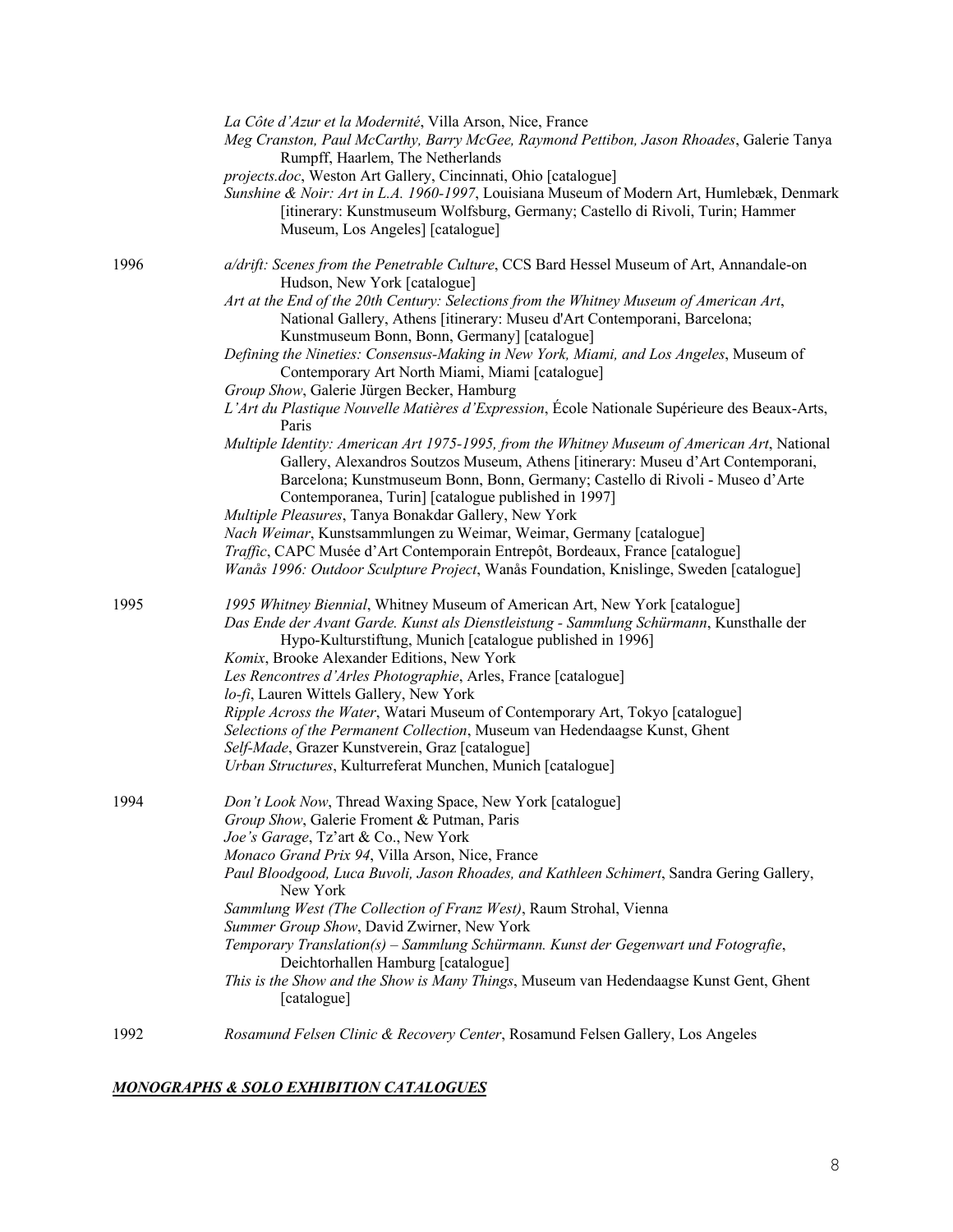*La Côte d'Azur et la Modernité*, Villa Arson, Nice, France

*Meg Cranston, Paul McCarthy, Barry McGee, Raymond Pettibon, Jason Rhoades*, Galerie Tanya Rumpff, Haarlem, The Netherlands

*projects.doc*, Weston Art Gallery, Cincinnati, Ohio [catalogue]

*Sunshine & Noir: Art in L.A. 1960-1997*, Louisiana Museum of Modern Art, Humlebæk, Denmark [itinerary: Kunstmuseum Wolfsburg, Germany; Castello di Rivoli, Turin; Hammer Museum, Los Angeles] [catalogue]

**1996**

*a/drift: Scenes from the Penetrable Culture*, CCS Bard Hessel Museum of Art, Annandale-on Hudson, New York [catalogue]

*Art at the End of the 20th Century: Selections from the Whitney Museum of American Art*, National Gallery, Athens [itinerary: Museu d'Art Contemporani, Barcelona; Kunstmuseum Bonn, Bonn, Germany] [catalogue]

*Defining the Nineties: Consensus-Making in New York, Miami, and Los Angeles*, Museum of Contemporary Art North Miami, Miami [catalogue]

*Group Show*, Galerie Jürgen Becker, Hamburg

*L'Art du Plastique Nouvelle Matières d'Expression*, École Nationale Supérieure des Beaux-Arts, Paris

*Multiple Identity: American Art 1975-1995, from the Whitney Museum of American Art*, National Gallery, Alexandros Soutzos Museum, Athens [itinerary: Museu d'Art Contemporani, Barcelona; Kunstmuseum Bonn, Bonn, Germany; Castello di Rivoli - Museo d'Arte Contemporanea, Turin] [catalogue published in 1997]

*Multiple Pleasures*, Tanya Bonakdar Gallery, New York

*Nach Weimar*, Kunstsammlungen zu Weimar, Weimar, Germany [catalogue]

*Traffic*, CAPC Musée d'Art Contemporain Entrepôt, Bordeaux, France [catalogue]

*Wanås 1996: Outdoor Sculpture Project*, Wanås Foundation, Knislinge, Sweden [catalogue]

**1995**

*1995 Whitney Biennial*, Whitney Museum of American Art, New York [catalogue]

*Das Ende der Avant Garde. Kunst als Dienstleistung - Sammlung Schürmann*, Kunsthalle der Hypo-Kulturstiftung, Munich [catalogue published in 1996]

*Komix*, Brooke Alexander Editions, New York

*Les Rencontres d'Arles Photographie*, Arles, France [catalogue]

*lo-fi*, Lauren Wittels Gallery, New York

*Ripple Across the Water*, Watari Museum of Contemporary Art, Tokyo [catalogue]

*Selections of the Permanent Collection*, Museum van Hedendaagse Kunst, Ghent

*Self-Made*, Grazer Kunstverein, Graz [catalogue]

*Urban Structures*, Kulturreferat Munchen, Munich [catalogue]

**1994**

*Don't Look Now*, Thread Waxing Space, New York [catalogue]

*Group Show*, Galerie Froment & Putman, Paris

*Joe's Garage*, Tz'art & Co., New York

*Monaco Grand Prix 94*, Villa Arson, Nice, France

*Paul Bloodgood, Luca Buvoli, Jason Rhoades, and Kathleen Schimert*, Sandra Gering Gallery, New York

*Sammlung West (The Collection of Franz West)*, Raum Strohal, Vienna

*Summer Group Show*, David Zwirner, New York

*Temporary Translation(s) – Sammlung Schürmann. Kunst der Gegenwart und Fotografie*, Deichtorhallen Hamburg [catalogue]

*This is the Show and the Show is Many Things*, Museum van Hedendaagse Kunst Gent, Ghent [catalogue]

**1992**

*Rosamund Felsen Clinic & Recovery Center*, Rosamund Felsen Gallery, Los Angeles

## ***MONOGRAPHS & SOLO EXHIBITION CATALOGUES***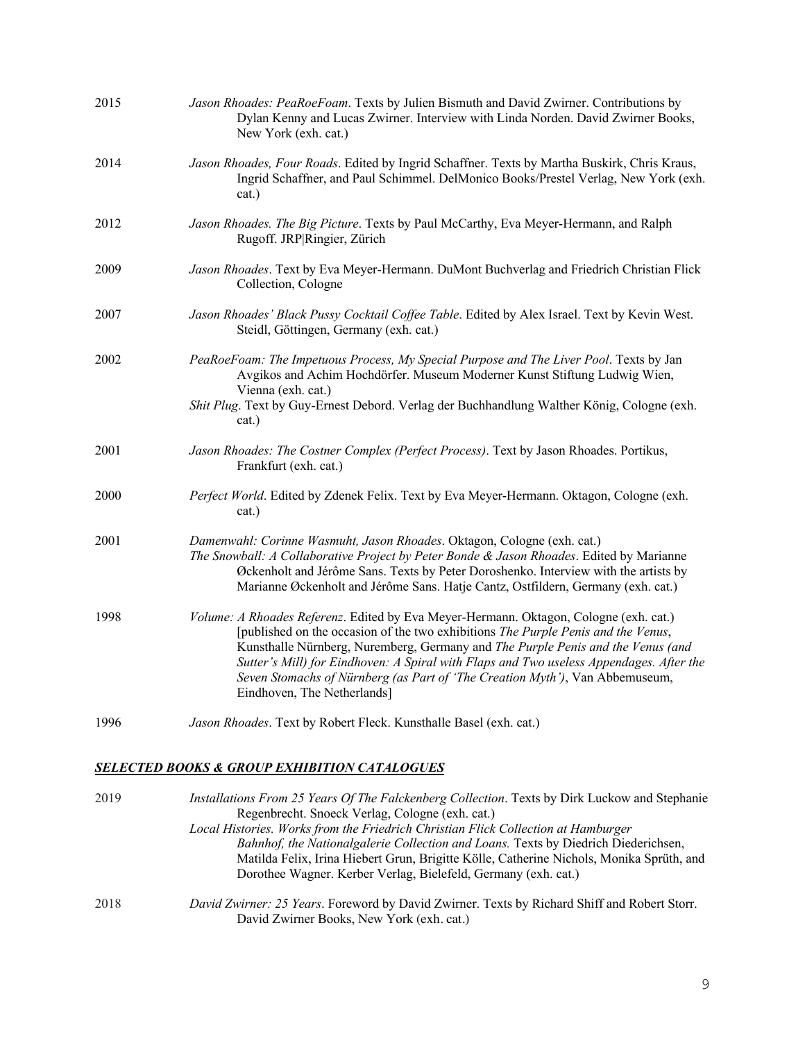2015 *Jason Rhoades: PeaRoeFoam*. Texts by Julien Bismuth and David Zwirner. Contributions by Dylan Kenny and Lucas Zwirner. Interview with Linda Norden. David Zwirner Books, New York (exh. cat.)

2014 *Jason Rhoades, Four Roads*. Edited by Ingrid Schaffner. Texts by Martha Buskirk, Chris Kraus, Ingrid Schaffner, and Paul Schimmel. DelMonico Books/Prestel Verlag, New York (exh. cat.)

2012 *Jason Rhoades. The Big Picture*. Texts by Paul McCarthy, Eva Meyer-Hermann, and Ralph Rugoff. JRP|Ringier, Zürich

2009 *Jason Rhoades*. Text by Eva Meyer-Hermann. DuMont Buchverlag and Friedrich Christian Flick Collection, Cologne

2007 *Jason Rhoades' Black Pussy Cocktail Coffee Table*. Edited by Alex Israel. Text by Kevin West. Steidl, Göttingen, Germany (exh. cat.)

2002 *PeaRoeFoam: The Impetuous Process, My Special Purpose and The Liver Pool*. Texts by Jan Avgikos and Achim Hochdörfer. Museum Moderner Kunst Stiftung Ludwig Wien, Vienna (exh. cat.)
*Shit Plug*. Text by Guy-Ernest Debord. Verlag der Buchhandlung Walther König, Cologne (exh. cat.)

2001 *Jason Rhoades: The Costner Complex (Perfect Process)*. Text by Jason Rhoades. Portikus, Frankfurt (exh. cat.)

2000 *Perfect World*. Edited by Zdenek Felix. Text by Eva Meyer-Hermann. Oktagon, Cologne (exh. cat.)

2001 *Damenwahl: Corinne Wasmuht, Jason Rhoades*. Oktagon, Cologne (exh. cat.)
*The Snowball: A Collaborative Project by Peter Bonde & Jason Rhoades*. Edited by Marianne Øckenholt and Jérôme Sans. Texts by Peter Doroshenko. Interview with the artists by Marianne Øckenholt and Jérôme Sans. Hatje Cantz, Ostfildern, Germany (exh. cat.)

1998 *Volume: A Rhoades Referenz*. Edited by Eva Meyer-Hermann. Oktagon, Cologne (exh. cat.) [published on the occasion of the two exhibitions *The Purple Penis and the Venus*, Kunsthalle Nürnberg, Nuremberg, Germany and *The Purple Penis and the Venus (and Sutter's Mill) for Eindhoven: A Spiral with Flaps and Two useless Appendages. After the Seven Stomachs of Nürnberg (as Part of 'The Creation Myth')*, Van Abbemuseum, Eindhoven, The Netherlands]

1996 *Jason Rhoades*. Text by Robert Fleck. Kunsthalle Basel (exh. cat.)

## ***SELECTED BOOKS & GROUP EXHIBITION CATALOGUES***

2019 *Installations From 25 Years Of The Falckenberg Collection*. Texts by Dirk Luckow and Stephanie Regenbrecht. Snoeck Verlag, Cologne (exh. cat.)
*Local Histories. Works from the Friedrich Christian Flick Collection at Hamburger Bahnhof, the Nationalgalerie Collection and Loans.* Texts by Diedrich Diederichsen, Matilda Felix, Irina Hiebert Grun, Brigitte Kölle, Catherine Nichols, Monika Sprüth, and Dorothee Wagner. Kerber Verlag, Bielefeld, Germany (exh. cat.)

2018 *David Zwirner: 25 Years*. Foreword by David Zwirner. Texts by Richard Shiff and Robert Storr. David Zwirner Books, New York (exh. cat.)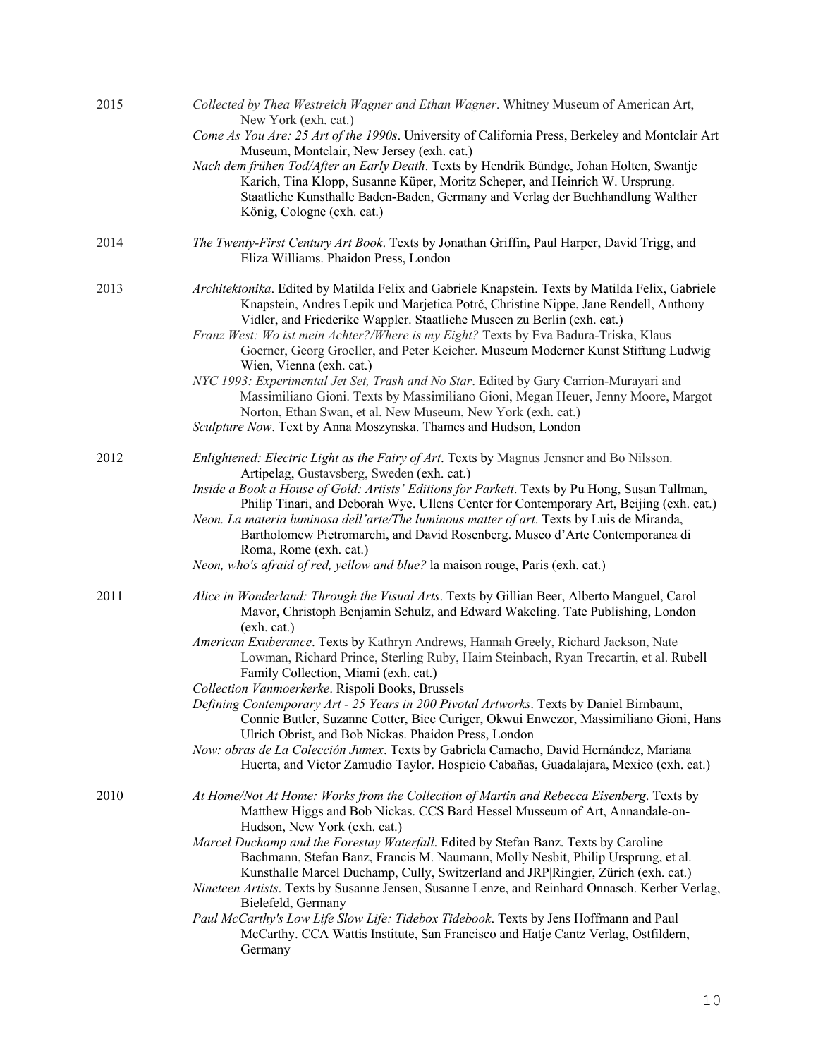2015

*Collected by Thea Westreich Wagner and Ethan Wagner*. Whitney Museum of American Art, New York (exh. cat.)

*Come As You Are: 25 Art of the 1990s*. University of California Press, Berkeley and Montclair Art Museum, Montclair, New Jersey (exh. cat.)

*Nach dem frühen Tod/After an Early Death*. Texts by Hendrik Bündge, Johan Holten, Swantje Karich, Tina Klopp, Susanne Küper, Moritz Scheper, and Heinrich W. Ursprung. Staatliche Kunsthalle Baden-Baden, Germany and Verlag der Buchhandlung Walther König, Cologne (exh. cat.)

2014

*The Twenty-First Century Art Book*. Texts by Jonathan Griffin, Paul Harper, David Trigg, and Eliza Williams. Phaidon Press, London

2013

*Architektonika*. Edited by Matilda Felix and Gabriele Knapstein. Texts by Matilda Felix, Gabriele Knapstein, Andres Lepik und Marjetica Potrč, Christine Nippe, Jane Rendell, Anthony Vidler, and Friederike Wappler. Staatliche Museen zu Berlin (exh. cat.)

*Franz West: Wo ist mein Achter?/Where is my Eight?* Texts by Eva Badura-Triska, Klaus Goerner, Georg Groeller, and Peter Keicher. Museum Moderner Kunst Stiftung Ludwig Wien, Vienna (exh. cat.)

*NYC 1993: Experimental Jet Set, Trash and No Star*. Edited by Gary Carrion-Murayari and Massimiliano Gioni. Texts by Massimiliano Gioni, Megan Heuer, Jenny Moore, Margot Norton, Ethan Swan, et al. New Museum, New York (exh. cat.)

*Sculpture Now*. Text by Anna Moszynska. Thames and Hudson, London

2012

*Enlightened: Electric Light as the Fairy of Art*. Texts by Magnus Jensner and Bo Nilsson. Artipelag, Gustavsberg, Sweden (exh. cat.)

*Inside a Book a House of Gold: Artists' Editions for Parkett*. Texts by Pu Hong, Susan Tallman, Philip Tinari, and Deborah Wye. Ullens Center for Contemporary Art, Beijing (exh. cat.)

*Neon. La materia luminosa dell'arte/The luminous matter of art*. Texts by Luis de Miranda, Bartholomew Pietromarchi, and David Rosenberg. Museo d'Arte Contemporanea di Roma, Rome (exh. cat.)

*Neon, who's afraid of red, yellow and blue?* la maison rouge, Paris (exh. cat.)

2011

*Alice in Wonderland: Through the Visual Arts*. Texts by Gillian Beer, Alberto Manguel, Carol Mavor, Christoph Benjamin Schulz, and Edward Wakeling. Tate Publishing, London (exh. cat.)

*American Exuberance*. Texts by Kathryn Andrews, Hannah Greely, Richard Jackson, Nate Lowman, Richard Prince, Sterling Ruby, Haim Steinbach, Ryan Trecartin, et al. Rubell Family Collection, Miami (exh. cat.)

*Collection Vanmoerkerke*. Rispoli Books, Brussels

*Defining Contemporary Art - 25 Years in 200 Pivotal Artworks*. Texts by Daniel Birnbaum, Connie Butler, Suzanne Cotter, Bice Curiger, Okwui Enwezor, Massimiliano Gioni, Hans Ulrich Obrist, and Bob Nickas. Phaidon Press, London

*Now: obras de La Colección Jumex*. Texts by Gabriela Camacho, David Hernández, Mariana Huerta, and Victor Zamudio Taylor. Hospicio Cabañas, Guadalajara, Mexico (exh. cat.)

2010

*At Home/Not At Home: Works from the Collection of Martin and Rebecca Eisenberg*. Texts by Matthew Higgs and Bob Nickas. CCS Bard Hessel Musseum of Art, Annandale-on-Hudson, New York (exh. cat.)

*Marcel Duchamp and the Forestay Waterfall*. Edited by Stefan Banz. Texts by Caroline Bachmann, Stefan Banz, Francis M. Naumann, Molly Nesbit, Philip Ursprung, et al. Kunsthalle Marcel Duchamp, Cully, Switzerland and JRP|Ringier, Zürich (exh. cat.)

*Nineteen Artists*. Texts by Susanne Jensen, Susanne Lenze, and Reinhard Onnasch. Kerber Verlag, Bielefeld, Germany

*Paul McCarthy's Low Life Slow Life: Tidebox Tidebook*. Texts by Jens Hoffmann and Paul McCarthy. CCA Wattis Institute, San Francisco and Hatje Cantz Verlag, Ostfildern, Germany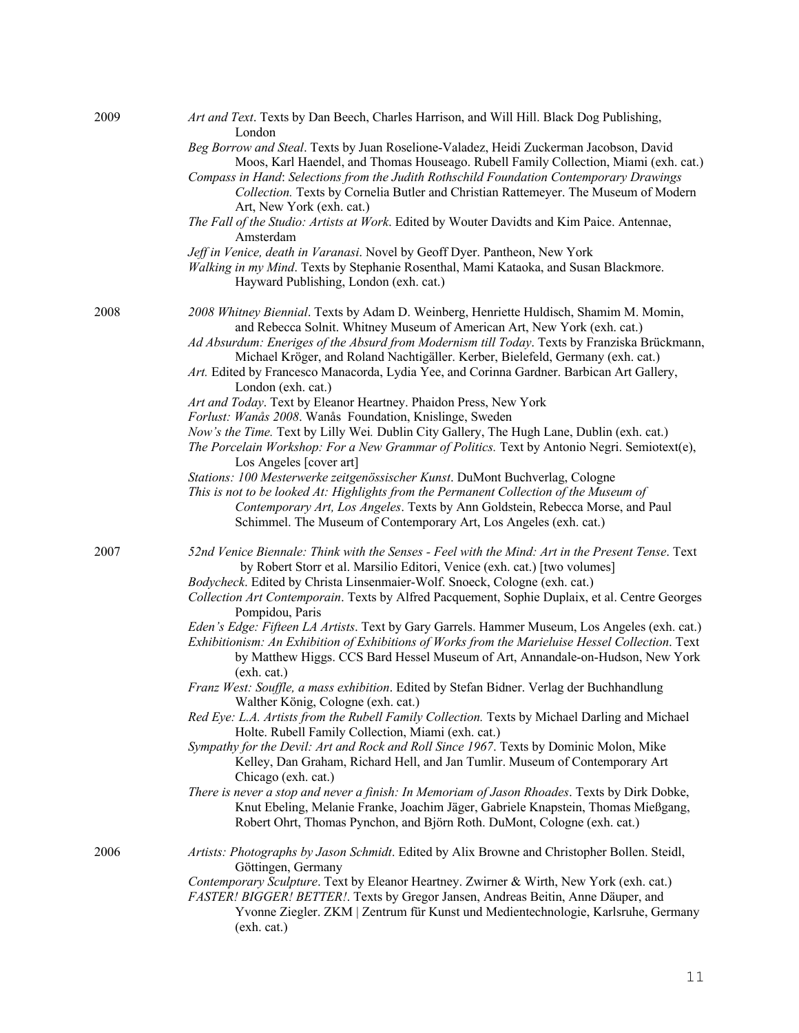2009

*Art and Text*. Texts by Dan Beech, Charles Harrison, and Will Hill. Black Dog Publishing, London

*Beg Borrow and Steal*. Texts by Juan Roselione-Valadez, Heidi Zuckerman Jacobson, David Moos, Karl Haendel, and Thomas Houseago. Rubell Family Collection, Miami (exh. cat.)

*Compass in Hand*: *Selections from the Judith Rothschild Foundation Contemporary Drawings Collection.* Texts by Cornelia Butler and Christian Rattemeyer. The Museum of Modern Art, New York (exh. cat.)

*The Fall of the Studio: Artists at Work*. Edited by Wouter Davidts and Kim Paice. Antennae, Amsterdam

*Jeff in Venice, death in Varanasi*. Novel by Geoff Dyer. Pantheon, New York

*Walking in my Mind*. Texts by Stephanie Rosenthal, Mami Kataoka, and Susan Blackmore. Hayward Publishing, London (exh. cat.)

2008

*2008 Whitney Biennial*. Texts by Adam D. Weinberg, Henriette Huldisch, Shamim M. Momin, and Rebecca Solnit. Whitney Museum of American Art, New York (exh. cat.)

*Ad Absurdum: Eneriges of the Absurd from Modernism till Today*. Texts by Franziska Brückmann, Michael Kröger, and Roland Nachtigäller. Kerber, Bielefeld, Germany (exh. cat.)

*Art.* Edited by Francesco Manacorda, Lydia Yee, and Corinna Gardner. Barbican Art Gallery, London (exh. cat.)

*Art and Today*. Text by Eleanor Heartney. Phaidon Press, New York

*Forlust: Wanås 2008*. Wanås Foundation, Knislinge, Sweden

*Now's the Time.* Text by Lilly Wei*.* Dublin City Gallery, The Hugh Lane, Dublin (exh. cat.)

*The Porcelain Workshop: For a New Grammar of Politics.* Text by Antonio Negri. Semiotext(e), Los Angeles [cover art]

*Stations: 100 Mesterwerke zeitgenössischer Kunst*. DuMont Buchverlag, Cologne

*This is not to be looked At: Highlights from the Permanent Collection of the Museum of Contemporary Art, Los Angeles*. Texts by Ann Goldstein, Rebecca Morse, and Paul Schimmel. The Museum of Contemporary Art, Los Angeles (exh. cat.)

2007

*52nd Venice Biennale: Think with the Senses - Feel with the Mind: Art in the Present Tense*. Text by Robert Storr et al. Marsilio Editori, Venice (exh. cat.) [two volumes]

*Bodycheck*. Edited by Christa Linsenmaier-Wolf. Snoeck, Cologne (exh. cat.)

*Collection Art Contemporain*. Texts by Alfred Pacquement, Sophie Duplaix, et al. Centre Georges Pompidou, Paris

*Eden's Edge: Fifteen LA Artists*. Text by Gary Garrels. Hammer Museum, Los Angeles (exh. cat.)

*Exhibitionism: An Exhibition of Exhibitions of Works from the Marieluise Hessel Collection*. Text by Matthew Higgs. CCS Bard Hessel Museum of Art, Annandale-on-Hudson, New York (exh. cat.)

*Franz West: Souffle, a mass exhibition*. Edited by Stefan Bidner. Verlag der Buchhandlung Walther König, Cologne (exh. cat.)

*Red Eye: L.A. Artists from the Rubell Family Collection.* Texts by Michael Darling and Michael Holte. Rubell Family Collection, Miami (exh. cat.)

*Sympathy for the Devil: Art and Rock and Roll Since 1967*. Texts by Dominic Molon, Mike Kelley, Dan Graham, Richard Hell, and Jan Tumlir. Museum of Contemporary Art Chicago (exh. cat.)

*There is never a stop and never a finish: In Memoriam of Jason Rhoades*. Texts by Dirk Dobke, Knut Ebeling, Melanie Franke, Joachim Jäger, Gabriele Knapstein, Thomas Mießgang, Robert Ohrt, Thomas Pynchon, and Björn Roth. DuMont, Cologne (exh. cat.)

2006

*Artists: Photographs by Jason Schmidt*. Edited by Alix Browne and Christopher Bollen. Steidl, Göttingen, Germany

*Contemporary Sculpture*. Text by Eleanor Heartney. Zwirner & Wirth, New York (exh. cat.)

*FASTER! BIGGER! BETTER!*. Texts by Gregor Jansen, Andreas Beitin, Anne Däuper, and Yvonne Ziegler. ZKM | Zentrum für Kunst und Medientechnologie, Karlsruhe, Germany (exh. cat.)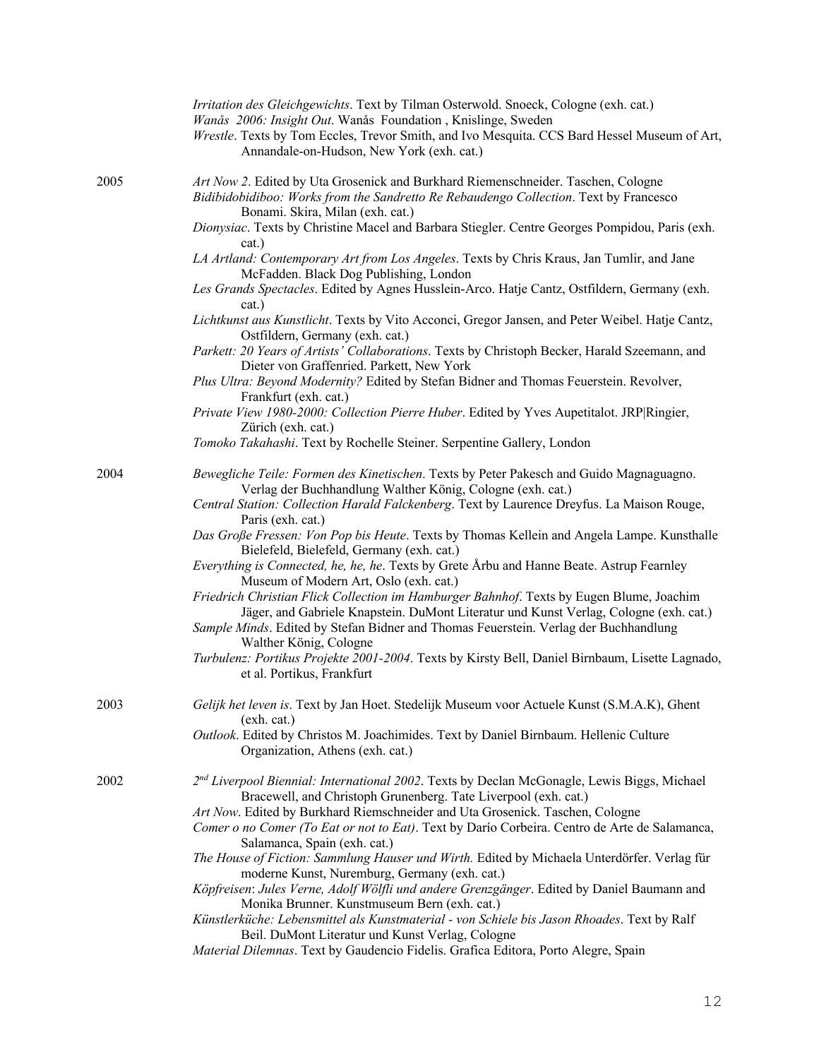*Irritation des Gleichgewichts*. Text by Tilman Osterwold. Snoeck, Cologne (exh. cat.)
*Wanås 2006: Insight Out*. Wanås Foundation , Knislinge, Sweden
*Wrestle*. Texts by Tom Eccles, Trevor Smith, and Ivo Mesquita. CCS Bard Hessel Museum of Art, Annandale-on-Hudson, New York (exh. cat.)

2005

*Art Now 2*. Edited by Uta Grosenick and Burkhard Riemenschneider. Taschen, Cologne
*Bidibidobidiboo: Works from the Sandretto Re Rebaudengo Collection*. Text by Francesco Bonami. Skira, Milan (exh. cat.)
*Dionysiac*. Texts by Christine Macel and Barbara Stiegler. Centre Georges Pompidou, Paris (exh. cat.)
*LA Artland: Contemporary Art from Los Angeles*. Texts by Chris Kraus, Jan Tumlir, and Jane McFadden. Black Dog Publishing, London
*Les Grands Spectacles*. Edited by Agnes Husslein-Arco. Hatje Cantz, Ostfildern, Germany (exh. cat.)
*Lichtkunst aus Kunstlicht*. Texts by Vito Acconci, Gregor Jansen, and Peter Weibel. Hatje Cantz, Ostfildern, Germany (exh. cat.)
*Parkett: 20 Years of Artists' Collaborations*. Texts by Christoph Becker, Harald Szeemann, and Dieter von Graffenried. Parkett, New York
*Plus Ultra: Beyond Modernity?* Edited by Stefan Bidner and Thomas Feuerstein. Revolver, Frankfurt (exh. cat.)
*Private View 1980-2000: Collection Pierre Huber*. Edited by Yves Aupetitalot. JRP|Ringier, Zürich (exh. cat.)
*Tomoko Takahashi*. Text by Rochelle Steiner. Serpentine Gallery, London

2004

*Bewegliche Teile: Formen des Kinetischen*. Texts by Peter Pakesch and Guido Magnaguagno. Verlag der Buchhandlung Walther König, Cologne (exh. cat.)
*Central Station: Collection Harald Falckenberg*. Text by Laurence Dreyfus. La Maison Rouge, Paris (exh. cat.)
*Das Große Fressen: Von Pop bis Heute*. Texts by Thomas Kellein and Angela Lampe. Kunsthalle Bielefeld, Bielefeld, Germany (exh. cat.)
*Everything is Connected, he, he, he*. Texts by Grete Årbu and Hanne Beate. Astrup Fearnley Museum of Modern Art, Oslo (exh. cat.)
*Friedrich Christian Flick Collection im Hamburger Bahnhof*. Texts by Eugen Blume, Joachim Jäger, and Gabriele Knapstein. DuMont Literatur und Kunst Verlag, Cologne (exh. cat.)
*Sample Minds*. Edited by Stefan Bidner and Thomas Feuerstein. Verlag der Buchhandlung Walther König, Cologne
*Turbulenz: Portikus Projekte 2001-2004*. Texts by Kirsty Bell, Daniel Birnbaum, Lisette Lagnado, et al. Portikus, Frankfurt

2003

*Gelijk het leven is*. Text by Jan Hoet. Stedelijk Museum voor Actuele Kunst (S.M.A.K), Ghent (exh. cat.)
*Outlook*. Edited by Christos M. Joachimides. Text by Daniel Birnbaum. Hellenic Culture Organization, Athens (exh. cat.)

2002

*2nd Liverpool Biennial: International 2002*. Texts by Declan McGonagle, Lewis Biggs, Michael Bracewell, and Christoph Grunenberg. Tate Liverpool (exh. cat.)
*Art Now*. Edited by Burkhard Riemschneider and Uta Grosenick. Taschen, Cologne
*Comer o no Comer (To Eat or not to Eat)*. Text by Darío Corbeira. Centro de Arte de Salamanca, Salamanca, Spain (exh. cat.)
*The House of Fiction: Sammlung Hauser und Wirth.* Edited by Michaela Unterdörfer. Verlag für moderne Kunst, Nuremburg, Germany (exh. cat.)
*Köpfreisen*: *Jules Verne, Adolf Wölfli und andere Grenzgänger*. Edited by Daniel Baumann and Monika Brunner. Kunstmuseum Bern (exh. cat.)
*Künstlerküche: Lebensmittel als Kunstmaterial - von Schiele bis Jason Rhoades*. Text by Ralf Beil. DuMont Literatur und Kunst Verlag, Cologne
*Material Dilemnas*. Text by Gaudencio Fidelis. Grafica Editora, Porto Alegre, Spain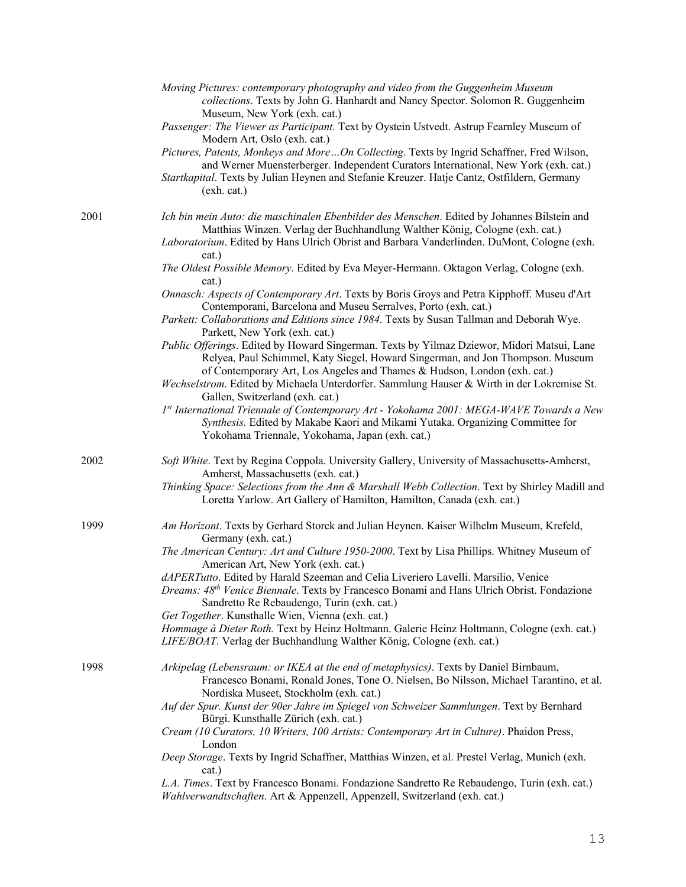*Moving Pictures: contemporary photography and video from the Guggenheim Museum collections*. Texts by John G. Hanhardt and Nancy Spector. Solomon R. Guggenheim Museum, New York (exh. cat.)

*Passenger: The Viewer as Participant.* Text by Oystein Ustvedt. Astrup Fearnley Museum of Modern Art, Oslo (exh. cat.)

*Pictures, Patents, Monkeys and More…On Collecting*. Texts by Ingrid Schaffner, Fred Wilson, and Werner Muensterberger. Independent Curators International, New York (exh. cat.)

*Startkapital*. Texts by Julian Heynen and Stefanie Kreuzer. Hatje Cantz, Ostfildern, Germany (exh. cat.)

2001

*Ich bin mein Auto: die maschinalen Ebenbilder des Menschen*. Edited by Johannes Bilstein and Matthias Winzen. Verlag der Buchhandlung Walther König, Cologne (exh. cat.)

*Laboratorium*. Edited by Hans Ulrich Obrist and Barbara Vanderlinden. DuMont, Cologne (exh. cat.)

*The Oldest Possible Memory*. Edited by Eva Meyer-Hermann. Oktagon Verlag, Cologne (exh. cat.)

*Onnasch: Aspects of Contemporary Art*. Texts by Boris Groys and Petra Kipphoff. Museu d'Art Contemporani, Barcelona and Museu Serralves, Porto (exh. cat.)

*Parkett: Collaborations and Editions since 1984*. Texts by Susan Tallman and Deborah Wye. Parkett, New York (exh. cat.)

*Public Offerings*. Edited by Howard Singerman. Texts by Yilmaz Dziewor, Midori Matsui, Lane Relyea, Paul Schimmel, Katy Siegel, Howard Singerman, and Jon Thompson. Museum of Contemporary Art, Los Angeles and Thames & Hudson, London (exh. cat.)

*Wechselstrom*. Edited by Michaela Unterdorfer. Sammlung Hauser & Wirth in der Lokremise St. Gallen, Switzerland (exh. cat.)

*1st International Triennale of Contemporary Art - Yokohama 2001: MEGA-WAVE Towards a New Synthesis.* Edited by Makabe Kaori and Mikami Yutaka. Organizing Committee for Yokohama Triennale, Yokohama, Japan (exh. cat.)

2002

*Soft White*. Text by Regina Coppola. University Gallery, University of Massachusetts-Amherst, Amherst, Massachusetts (exh. cat.)

*Thinking Space: Selections from the Ann & Marshall Webb Collection*. Text by Shirley Madill and Loretta Yarlow. Art Gallery of Hamilton, Hamilton, Canada (exh. cat.)

1999

*Am Horizont*. Texts by Gerhard Storck and Julian Heynen. Kaiser Wilhelm Museum, Krefeld, Germany (exh. cat.)

*The American Century: Art and Culture 1950-2000*. Text by Lisa Phillips. Whitney Museum of American Art, New York (exh. cat.)

*dAPERTutto*. Edited by Harald Szeeman and Celia Liveriero Lavelli. Marsilio, Venice

*Dreams: 48th Venice Biennale*. Texts by Francesco Bonami and Hans Ulrich Obrist. Fondazione Sandretto Re Rebaudengo, Turin (exh. cat.)

*Get Together*. Kunsthalle Wien, Vienna (exh. cat.)

*Hommage à Dieter Roth.* Text by Heinz Holtmann. Galerie Heinz Holtmann, Cologne (exh. cat.)

*LIFE/BOAT*. Verlag der Buchhandlung Walther König, Cologne (exh. cat.)

1998

*Arkipelag (Lebensraum: or IKEA at the end of metaphysics)*. Texts by Daniel Birnbaum, Francesco Bonami, Ronald Jones, Tone O. Nielsen, Bo Nilsson, Michael Tarantino, et al. Nordiska Museet, Stockholm (exh. cat.)

*Auf der Spur. Kunst der 90er Jahre im Spiegel von Schweizer Sammlungen*. Text by Bernhard Bürgi. Kunsthalle Zürich (exh. cat.)

*Cream (10 Curators, 10 Writers, 100 Artists: Contemporary Art in Culture)*. Phaidon Press, London

*Deep Storage*. Texts by Ingrid Schaffner, Matthias Winzen, et al. Prestel Verlag, Munich (exh. cat.)

*L.A. Times*. Text by Francesco Bonami. Fondazione Sandretto Re Rebaudengo, Turin (exh. cat.)

*Wahlverwandtschaften*. Art & Appenzell, Appenzell, Switzerland (exh. cat.)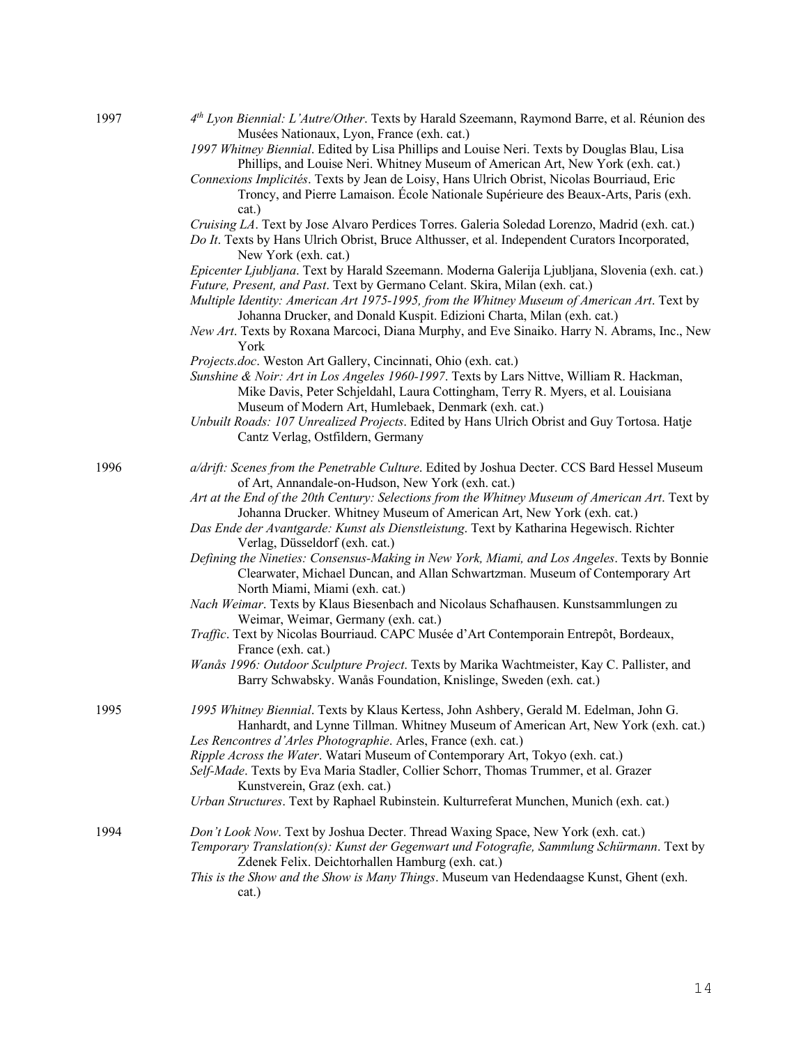**1997**

*4th Lyon Biennial: L'Autre/Other*. Texts by Harald Szeemann, Raymond Barre, et al. Réunion des Musées Nationaux, Lyon, France (exh. cat.)

*1997 Whitney Biennial*. Edited by Lisa Phillips and Louise Neri. Texts by Douglas Blau, Lisa Phillips, and Louise Neri. Whitney Museum of American Art, New York (exh. cat.)

*Connexions Implicités*. Texts by Jean de Loisy, Hans Ulrich Obrist, Nicolas Bourriaud, Eric Troncy, and Pierre Lamaison. École Nationale Supérieure des Beaux-Arts, Paris (exh. cat.)

*Cruising LA*. Text by Jose Alvaro Perdices Torres. Galeria Soledad Lorenzo, Madrid (exh. cat.)

*Do It*. Texts by Hans Ulrich Obrist, Bruce Althusser, et al. Independent Curators Incorporated, New York (exh. cat.)

*Epicenter Ljubljana*. Text by Harald Szeemann. Moderna Galerija Ljubljana, Slovenia (exh. cat.)

*Future, Present, and Past*. Text by Germano Celant. Skira, Milan (exh. cat.)

*Multiple Identity: American Art 1975-1995, from the Whitney Museum of American Art*. Text by Johanna Drucker, and Donald Kuspit. Edizioni Charta, Milan (exh. cat.)

*New Art*. Texts by Roxana Marcoci, Diana Murphy, and Eve Sinaiko. Harry N. Abrams, Inc., New York

*Projects.doc*. Weston Art Gallery, Cincinnati, Ohio (exh. cat.)

*Sunshine & Noir: Art in Los Angeles 1960-1997*. Texts by Lars Nittve, William R. Hackman, Mike Davis, Peter Schjeldahl, Laura Cottingham, Terry R. Myers, et al. Louisiana Museum of Modern Art, Humlebaek, Denmark (exh. cat.)

*Unbuilt Roads: 107 Unrealized Projects*. Edited by Hans Ulrich Obrist and Guy Tortosa. Hatje Cantz Verlag, Ostfildern, Germany

**1996**

*a/drift: Scenes from the Penetrable Culture*. Edited by Joshua Decter. CCS Bard Hessel Museum of Art, Annandale-on-Hudson, New York (exh. cat.)

*Art at the End of the 20th Century: Selections from the Whitney Museum of American Art*. Text by Johanna Drucker. Whitney Museum of American Art, New York (exh. cat.)

*Das Ende der Avantgarde: Kunst als Dienstleistung*. Text by Katharina Hegewisch. Richter Verlag, Düsseldorf (exh. cat.)

*Defining the Nineties: Consensus-Making in New York, Miami, and Los Angeles*. Texts by Bonnie Clearwater, Michael Duncan, and Allan Schwartzman. Museum of Contemporary Art North Miami, Miami (exh. cat.)

*Nach Weimar*. Texts by Klaus Biesenbach and Nicolaus Schafhausen. Kunstsammlungen zu Weimar, Weimar, Germany (exh. cat.)

*Traffic*. Text by Nicolas Bourriaud. CAPC Musée d'Art Contemporain Entrepôt, Bordeaux, France (exh. cat.)

*Wanås 1996: Outdoor Sculpture Project*. Texts by Marika Wachtmeister, Kay C. Pallister, and Barry Schwabsky. Wanås Foundation, Knislinge, Sweden (exh. cat.)

**1995**

*1995 Whitney Biennial*. Texts by Klaus Kertess, John Ashbery, Gerald M. Edelman, John G. Hanhardt, and Lynne Tillman. Whitney Museum of American Art, New York (exh. cat.)

*Les Rencontres d'Arles Photographie*. Arles, France (exh. cat.)

*Ripple Across the Water*. Watari Museum of Contemporary Art, Tokyo (exh. cat.)

*Self-Made*. Texts by Eva Maria Stadler, Collier Schorr, Thomas Trummer, et al. Grazer Kunstverein, Graz (exh. cat.)

*Urban Structures*. Text by Raphael Rubinstein. Kulturreferat Munchen, Munich (exh. cat.)

**1994**

*Don't Look Now*. Text by Joshua Decter. Thread Waxing Space, New York (exh. cat.)

*Temporary Translation(s): Kunst der Gegenwart und Fotografie, Sammlung Schürmann*. Text by Zdenek Felix. Deichtorhallen Hamburg (exh. cat.)

*This is the Show and the Show is Many Things*. Museum van Hedendaagse Kunst, Ghent (exh. cat.)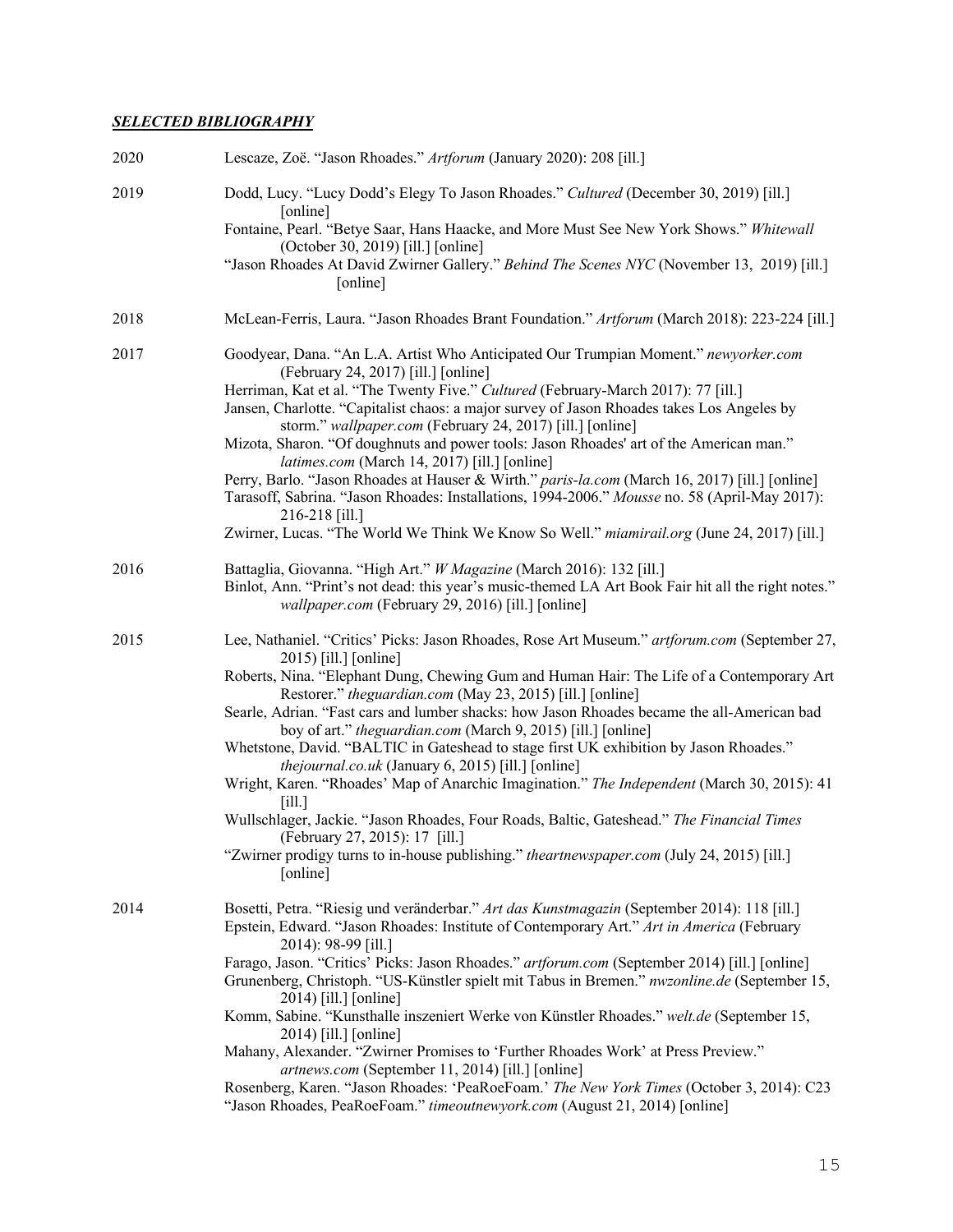***SELECTED BIBLIOGRAPHY***

**2020**

Lescaze, Zoë. "Jason Rhoades." *Artforum* (January 2020): 208 [ill.]

**2019**

Dodd, Lucy. "Lucy Dodd's Elegy To Jason Rhoades." *Cultured* (December 30, 2019) [ill.] [online]

Fontaine, Pearl. "Betye Saar, Hans Haacke, and More Must See New York Shows." *Whitewall* (October 30, 2019) [ill.] [online]

"Jason Rhoades At David Zwirner Gallery." *Behind The Scenes NYC* (November 13, 2019) [ill.] [online]

**2018**

McLean-Ferris, Laura. "Jason Rhoades Brant Foundation." *Artforum* (March 2018): 223-224 [ill.]

**2017**

Goodyear, Dana. "An L.A. Artist Who Anticipated Our Trumpian Moment." *newyorker.com* (February 24, 2017) [ill.] [online]

Herriman, Kat et al. "The Twenty Five." *Cultured* (February-March 2017): 77 [ill.]

Jansen, Charlotte. "Capitalist chaos: a major survey of Jason Rhoades takes Los Angeles by storm." *wallpaper.com* (February 24, 2017) [ill.] [online]

Mizota, Sharon. "Of doughnuts and power tools: Jason Rhoades' art of the American man." *latimes.com* (March 14, 2017) [ill.] [online]

Perry, Barlo. "Jason Rhoades at Hauser & Wirth." *paris-la.com* (March 16, 2017) [ill.] [online]

Tarasoff, Sabrina. "Jason Rhoades: Installations, 1994-2006." *Mousse* no. 58 (April-May 2017): 216-218 [ill.]

Zwirner, Lucas. "The World We Think We Know So Well." *miamirail.org* (June 24, 2017) [ill.]

**2016**

Battaglia, Giovanna. "High Art." *W Magazine* (March 2016): 132 [ill.]

Binlot, Ann. "Print's not dead: this year's music-themed LA Art Book Fair hit all the right notes." *wallpaper.com* (February 29, 2016) [ill.] [online]

**2015**

Lee, Nathaniel. "Critics' Picks: Jason Rhoades, Rose Art Museum." *artforum.com* (September 27, 2015) [ill.] [online]

Roberts, Nina. "Elephant Dung, Chewing Gum and Human Hair: The Life of a Contemporary Art Restorer." *theguardian.com* (May 23, 2015) [ill.] [online]

Searle, Adrian. "Fast cars and lumber shacks: how Jason Rhoades became the all-American bad boy of art." *theguardian.com* (March 9, 2015) [ill.] [online]

Whetstone, David. "BALTIC in Gateshead to stage first UK exhibition by Jason Rhoades." *thejournal.co.uk* (January 6, 2015) [ill.] [online]

Wright, Karen. "Rhoades' Map of Anarchic Imagination." *The Independent* (March 30, 2015): 41 [ill.]

Wullschlager, Jackie. "Jason Rhoades, Four Roads, Baltic, Gateshead." *The Financial Times* (February 27, 2015): 17 [ill.]

"Zwirner prodigy turns to in-house publishing." *theartnewspaper.com* (July 24, 2015) [ill.] [online]

**2014**

Bosetti, Petra. "Riesig und veränderbar." *Art das Kunstmagazin* (September 2014): 118 [ill.]

Epstein, Edward. "Jason Rhoades: Institute of Contemporary Art." *Art in America* (February 2014): 98-99 [ill.]

Farago, Jason. "Critics' Picks: Jason Rhoades." *artforum.com* (September 2014) [ill.] [online]

Grunenberg, Christoph. "US-Künstler spielt mit Tabus in Bremen." *nwzonline.de* (September 15, 2014) [ill.] [online]

Komm, Sabine. "Kunsthalle inszeniert Werke von Künstler Rhoades." *welt.de* (September 15, 2014) [ill.] [online]

Mahany, Alexander. "Zwirner Promises to 'Further Rhoades Work' at Press Preview." *artnews.com* (September 11, 2014) [ill.] [online]

Rosenberg, Karen. "Jason Rhoades: 'PeaRoeFoam.' *The New York Times* (October 3, 2014): C23

"Jason Rhoades, PeaRoeFoam." *timeoutnewyork.com* (August 21, 2014) [online]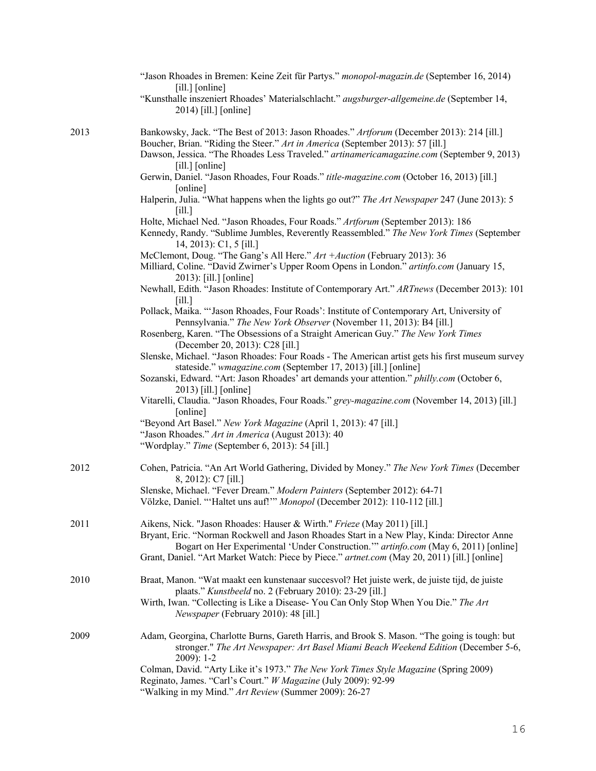"Jason Rhoades in Bremen: Keine Zeit für Partys." *monopol-magazin.de* (September 16, 2014) [ill.] [online]

"Kunsthalle inszeniert Rhoades' Materialschlacht." *augsburger-allgemeine.de* (September 14, 2014) [ill.] [online]

**2013**

Bankowsky, Jack. "The Best of 2013: Jason Rhoades." *Artforum* (December 2013): 214 [ill.]

Boucher, Brian. "Riding the Steer." *Art in America* (September 2013): 57 [ill.]

Dawson, Jessica. "The Rhoades Less Traveled." *artinamericamagazine.com* (September 9, 2013) [ill.] [online]

Gerwin, Daniel. "Jason Rhoades, Four Roads." *title-magazine.com* (October 16, 2013) [ill.] [online]

Halperin, Julia. "What happens when the lights go out?" *The Art Newspaper* 247 (June 2013): 5 [ill.]

Holte, Michael Ned. "Jason Rhoades, Four Roads." *Artforum* (September 2013): 186

Kennedy, Randy. "Sublime Jumbles, Reverently Reassembled." *The New York Times* (September 14, 2013): C1, 5 [ill.]

McClemont, Doug. "The Gang's All Here." *Art +Auction* (February 2013): 36

Milliard, Coline. "David Zwirner's Upper Room Opens in London." *artinfo.com* (January 15, 2013): [ill.] [online]

Newhall, Edith. "Jason Rhoades: Institute of Contemporary Art." *ARTnews* (December 2013): 101 [ill.]

Pollack, Maika. "'Jason Rhoades, Four Roads': Institute of Contemporary Art, University of Pennsylvania." *The New York Observer* (November 11, 2013): B4 [ill.]

Rosenberg, Karen. "The Obsessions of a Straight American Guy." *The New York Times* (December 20, 2013): C28 [ill.]

Slenske, Michael. "Jason Rhoades: Four Roads - The American artist gets his first museum survey stateside." *wmagazine.com* (September 17, 2013) [ill.] [online]

Sozanski, Edward. "Art: Jason Rhoades' art demands your attention." *philly.com* (October 6, 2013) [ill.] [online]

Vitarelli, Claudia. "Jason Rhoades, Four Roads." *grey-magazine.com* (November 14, 2013) [ill.] [online]

"Beyond Art Basel." *New York Magazine* (April 1, 2013): 47 [ill.]

"Jason Rhoades." *Art in America* (August 2013): 40

"Wordplay." *Time* (September 6, 2013): 54 [ill.]

**2012**

Cohen, Patricia. "An Art World Gathering, Divided by Money." *The New York Times* (December 8, 2012): C7 [ill.]

Slenske, Michael. "Fever Dream." *Modern Painters* (September 2012): 64-71

Völzke, Daniel. "'Haltet uns auf!'" *Monopol* (December 2012): 110-112 [ill.]

**2011**

Aikens, Nick. "Jason Rhoades: Hauser & Wirth." *Frieze* (May 2011) [ill.]

Bryant, Eric. "Norman Rockwell and Jason Rhoades Start in a New Play, Kinda: Director Anne Bogart on Her Experimental 'Under Construction.'" *artinfo.com* (May 6, 2011) [online]

Grant, Daniel. "Art Market Watch: Piece by Piece." *artnet.com* (May 20, 2011) [ill.] [online]

**2010**

Braat, Manon. "Wat maakt een kunstenaar succesvol? Het juiste werk, de juiste tijd, de juiste plaats." *Kunstbeeld* no. 2 (February 2010): 23-29 [ill.]

Wirth, Iwan. "Collecting is Like a Disease- You Can Only Stop When You Die." *The Art Newspaper* (February 2010): 48 [ill.]

**2009**

Adam, Georgina, Charlotte Burns, Gareth Harris, and Brook S. Mason. "The going is tough: but stronger." *The Art Newspaper: Art Basel Miami Beach Weekend Edition* (December 5-6, 2009): 1-2

Colman, David. "Arty Like it's 1973." *The New York Times Style Magazine* (Spring 2009)

Reginato, James. "Carl's Court." *W Magazine* (July 2009): 92-99

"Walking in my Mind." *Art Review* (Summer 2009): 26-27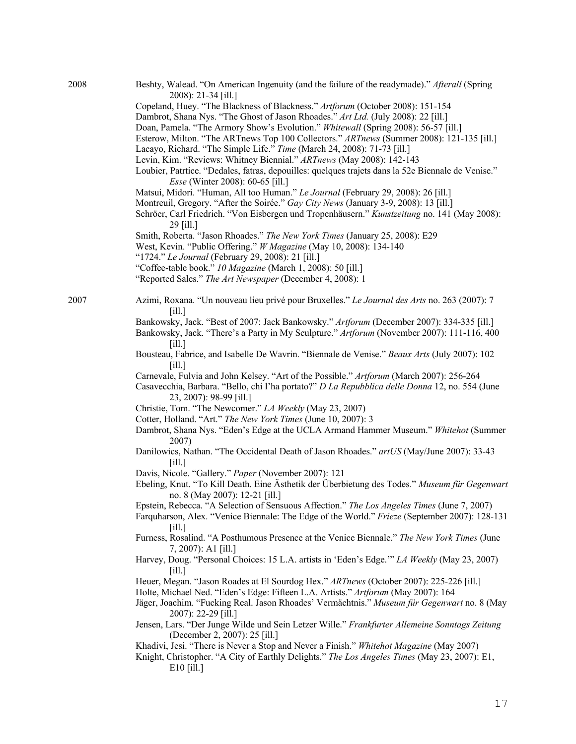2008

Beshty, Walead. "On American Ingenuity (and the failure of the readymade)." *Afterall* (Spring 2008): 21-34 [ill.]

Copeland, Huey. "The Blackness of Blackness." *Artforum* (October 2008): 151-154

Dambrot, Shana Nys. "The Ghost of Jason Rhoades." *Art Ltd.* (July 2008): 22 [ill.]

Doan, Pamela. "The Armory Show's Evolution." *Whitewall* (Spring 2008): 56-57 [ill.]

Esterow, Milton. "The ARTnews Top 100 Collectors." *ARTnews* (Summer 2008): 121-135 [ill.]

Lacayo, Richard. "The Simple Life." *Time* (March 24, 2008): 71-73 [ill.]

Levin, Kim. "Reviews: Whitney Biennial." *ARTnews* (May 2008): 142-143

Loubier, Patrtice. "Dedales, fatras, depouilles: quelques trajets dans la 52e Biennale de Venise." *Esse* (Winter 2008): 60-65 [ill.]

Matsui, Midori. "Human, All too Human." *Le Journal* (February 29, 2008): 26 [ill.]

Montreuil, Gregory. "After the Soirée." *Gay City News* (January 3-9, 2008): 13 [ill.]

Schröer, Carl Friedrich. "Von Eisbergen und Tropenhäusern." *Kunstzeitung* no. 141 (May 2008): 29 [ill.]

Smith, Roberta. "Jason Rhoades." *The New York Times* (January 25, 2008): E29

West, Kevin. "Public Offering." *W Magazine* (May 10, 2008): 134-140

"1724." *Le Journal* (February 29, 2008): 21 [ill.]

"Coffee-table book." *10 Magazine* (March 1, 2008): 50 [ill.]

"Reported Sales." *The Art Newspaper* (December 4, 2008): 1

2007

Azimi, Roxana. "Un nouveau lieu privé pour Bruxelles." *Le Journal des Arts* no. 263 (2007): 7 [ill.]

Bankowsky, Jack. "Best of 2007: Jack Bankowsky." *Artforum* (December 2007): 334-335 [ill.]

Bankowsky, Jack. "There's a Party in My Sculpture." *Artforum* (November 2007): 111-116, 400 [ill.]

Bousteau, Fabrice, and Isabelle De Wavrin. "Biennale de Venise." *Beaux Arts* (July 2007): 102 [ill.]

Carnevale, Fulvia and John Kelsey. "Art of the Possible." *Artforum* (March 2007): 256-264

Casavecchia, Barbara. "Bello, chi l'ha portato?" *D La Repubblica delle Donna* 12, no. 554 (June 23, 2007): 98-99 [ill.]

Christie, Tom. "The Newcomer." *LA Weekly* (May 23, 2007)

Cotter, Holland. "Art." *The New York Times* (June 10, 2007): 3

Dambrot, Shana Nys. "Eden's Edge at the UCLA Armand Hammer Museum." *Whitehot* (Summer 2007)

Danilowics, Nathan. "The Occidental Death of Jason Rhoades." *artUS* (May/June 2007): 33-43 [ill.]

Davis, Nicole. "Gallery." *Paper* (November 2007): 121

Ebeling, Knut. "To Kill Death. Eine Ästhetik der Überbietung des Todes." *Museum für Gegenwart* no. 8 (May 2007): 12-21 [ill.]

Epstein, Rebecca. "A Selection of Sensuous Affection." *The Los Angeles Times* (June 7, 2007)

Farquharson, Alex. "Venice Biennale: The Edge of the World." *Frieze* (September 2007): 128-131 [ill.]

Furness, Rosalind. "A Posthumous Presence at the Venice Biennale." *The New York Times* (June 7, 2007): A1 [ill.]

Harvey, Doug. "Personal Choices: 15 L.A. artists in 'Eden's Edge.'" *LA Weekly* (May 23, 2007) [ill.]

Heuer, Megan. "Jason Roades at El Sourdog Hex." *ARTnews* (October 2007): 225-226 [ill.]

Holte, Michael Ned. "Eden's Edge: Fifteen L.A. Artists." *Artforum* (May 2007): 164

Jäger, Joachim. "Fucking Real. Jason Rhoades' Vermächtnis." *Museum für Gegenwart* no. 8 (May 2007): 22-29 [ill.]

Jensen, Lars. "Der Junge Wilde und Sein Letzer Wille." *Frankfurter Allemeine Sonntags Zeitung* (December 2, 2007): 25 [ill.]

Khadivi, Jesi. "There is Never a Stop and Never a Finish." *Whitehot Magazine* (May 2007)

Knight, Christopher. "A City of Earthly Delights." *The Los Angeles Times* (May 23, 2007): E1, E10 [ill.]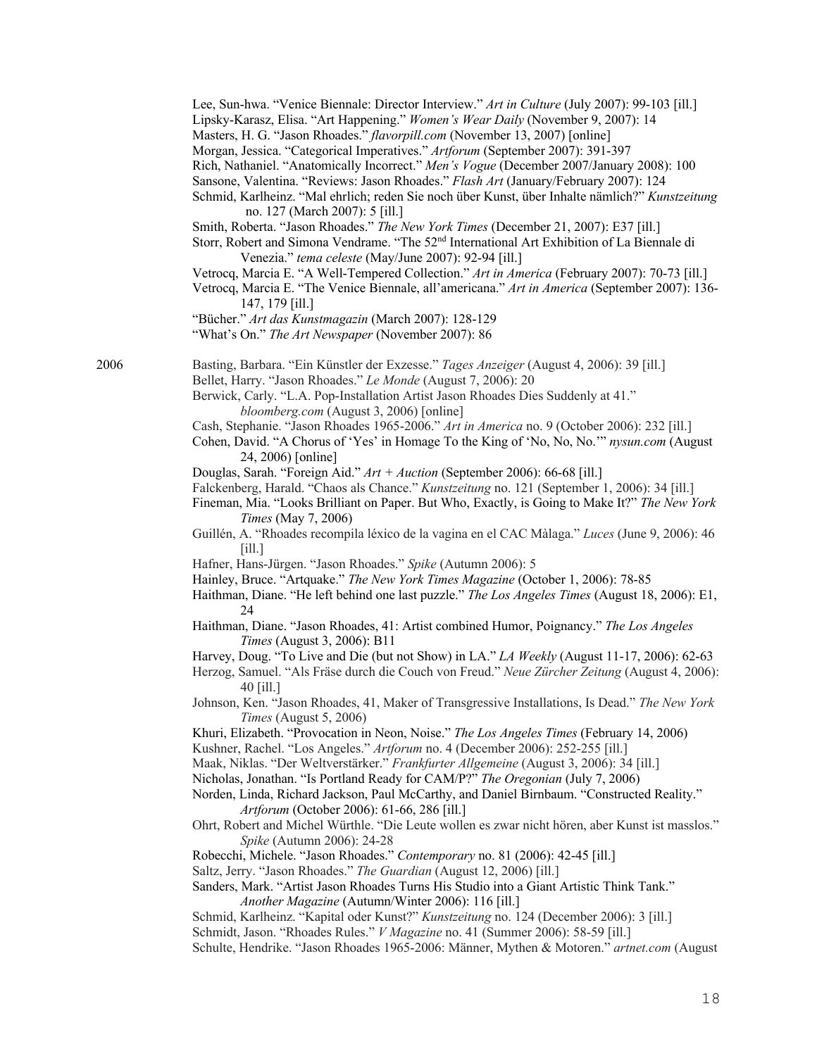Lee, Sun-hwa. "Venice Biennale: Director Interview." *Art in Culture* (July 2007): 99-103 [ill.]
Lipsky-Karasz, Elisa. "Art Happening." *Women's Wear Daily* (November 9, 2007): 14
Masters, H. G. "Jason Rhoades." *flavorpill.com* (November 13, 2007) [online]
Morgan, Jessica. "Categorical Imperatives." *Artforum* (September 2007): 391-397
Rich, Nathaniel. "Anatomically Incorrect." *Men's Vogue* (December 2007/January 2008): 100
Sansone, Valentina. "Reviews: Jason Rhoades." *Flash Art* (January/February 2007): 124
Schmid, Karlheinz. "Mal ehrlich; reden Sie noch über Kunst, über Inhalte nämlich?" *Kunstzeitung* no. 127 (March 2007): 5 [ill.]
Smith, Roberta. "Jason Rhoades." *The New York Times* (December 21, 2007): E37 [ill.]
Storr, Robert and Simona Vendrame. "The 52nd International Art Exhibition of La Biennale di Venezia." *tema celeste* (May/June 2007): 92-94 [ill.]
Vetrocq, Marcia E. "A Well-Tempered Collection." *Art in America* (February 2007): 70-73 [ill.]
Vetrocq, Marcia E. "The Venice Biennale, all'americana." *Art in America* (September 2007): 136-147, 179 [ill.]
"Bücher." *Art das Kunstmagazin* (March 2007): 128-129
"What's On." *The Art Newspaper* (November 2007): 86

2006

Basting, Barbara. "Ein Künstler der Exzesse." *Tages Anzeiger* (August 4, 2006): 39 [ill.]
Bellet, Harry. "Jason Rhoades." *Le Monde* (August 7, 2006): 20
Berwick, Carly. "L.A. Pop-Installation Artist Jason Rhoades Dies Suddenly at 41." *bloomberg.com* (August 3, 2006) [online]
Cash, Stephanie. "Jason Rhoades 1965-2006." *Art in America* no. 9 (October 2006): 232 [ill.]
Cohen, David. "A Chorus of 'Yes' in Homage To the King of 'No, No, No.'" *nysun.com* (August 24, 2006) [online]
Douglas, Sarah. "Foreign Aid." *Art + Auction* (September 2006): 66-68 [ill.]
Falckenberg, Harald. "Chaos als Chance." *Kunstzeitung* no. 121 (September 1, 2006): 34 [ill.]
Fineman, Mia. "Looks Brilliant on Paper. But Who, Exactly, is Going to Make It?" *The New York Times* (May 7, 2006)
Guillén, A. "Rhoades recompila léxico de la vagina en el CAC Màlaga." *Luces* (June 9, 2006): 46 [ill.]
Hafner, Hans-Jürgen. "Jason Rhoades." *Spike* (Autumn 2006): 5
Hainley, Bruce. "Artquake." *The New York Times Magazine* (October 1, 2006): 78-85
Haithman, Diane. "He left behind one last puzzle." *The Los Angeles Times* (August 18, 2006): E1, 24
Haithman, Diane. "Jason Rhoades, 41: Artist combined Humor, Poignancy." *The Los Angeles Times* (August 3, 2006): B11
Harvey, Doug. "To Live and Die (but not Show) in LA." *LA Weekly* (August 11-17, 2006): 62-63
Herzog, Samuel. "Als Fräse durch die Couch von Freud." *Neue Zürcher Zeitung* (August 4, 2006): 40 [ill.]
Johnson, Ken. "Jason Rhoades, 41, Maker of Transgressive Installations, Is Dead." *The New York Times* (August 5, 2006)
Khuri, Elizabeth. "Provocation in Neon, Noise." *The Los Angeles Times* (February 14, 2006)
Kushner, Rachel. "Los Angeles." *Artforum* no. 4 (December 2006): 252-255 [ill.]
Maak, Niklas. "Der Weltverstärker." *Frankfurter Allgemeine* (August 3, 2006): 34 [ill.]
Nicholas, Jonathan. "Is Portland Ready for CAM/P?" *The Oregonian* (July 7, 2006)
Norden, Linda, Richard Jackson, Paul McCarthy, and Daniel Birnbaum. "Constructed Reality." *Artforum* (October 2006): 61-66, 286 [ill.]
Ohrt, Robert and Michel Würthle. "Die Leute wollen es zwar nicht hören, aber Kunst ist masslos." *Spike* (Autumn 2006): 24-28
Robecchi, Michele. "Jason Rhoades." *Contemporary* no. 81 (2006): 42-45 [ill.]
Saltz, Jerry. "Jason Rhoades." *The Guardian* (August 12, 2006) [ill.]
Sanders, Mark. "Artist Jason Rhoades Turns His Studio into a Giant Artistic Think Tank." *Another Magazine* (Autumn/Winter 2006): 116 [ill.]
Schmid, Karlheinz. "Kapital oder Kunst?" *Kunstzeitung* no. 124 (December 2006): 3 [ill.]
Schmidt, Jason. "Rhoades Rules." *V Magazine* no. 41 (Summer 2006): 58-59 [ill.]
Schulte, Hendrike. "Jason Rhoades 1965-2006: Männer, Mythen & Motoren." *artnet.com* (August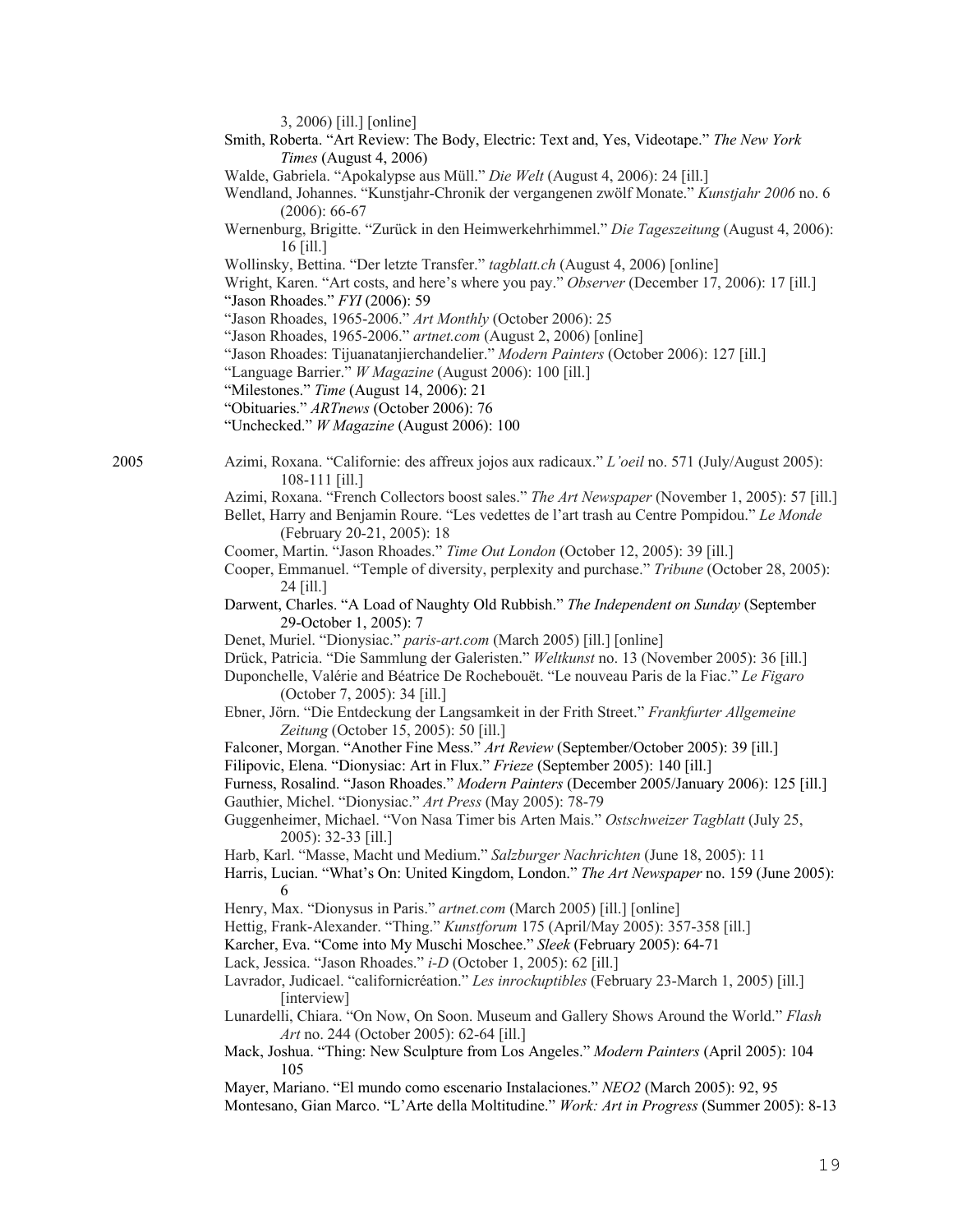3, 2006) [ill.] [online]

Smith, Roberta. "Art Review: The Body, Electric: Text and, Yes, Videotape." *The New York Times* (August 4, 2006)

Walde, Gabriela. "Apokalypse aus Müll." *Die Welt* (August 4, 2006): 24 [ill.]

Wendland, Johannes. "Kunstjahr-Chronik der vergangenen zwölf Monate." *Kunstjahr 2006* no. 6 (2006): 66-67

Wernenburg, Brigitte. "Zurück in den Heimwerkehrhimmel." *Die Tageszeitung* (August 4, 2006): 16 [ill.]

Wollinsky, Bettina. "Der letzte Transfer." *tagblatt.ch* (August 4, 2006) [online]

Wright, Karen. "Art costs, and here's where you pay." *Observer* (December 17, 2006): 17 [ill.]

"Jason Rhoades." *FYI* (2006): 59

"Jason Rhoades, 1965-2006." *Art Monthly* (October 2006): 25

"Jason Rhoades, 1965-2006." *artnet.com* (August 2, 2006) [online]

"Jason Rhoades: Tijuanatanjierchandelier." *Modern Painters* (October 2006): 127 [ill.]

"Language Barrier." *W Magazine* (August 2006): 100 [ill.]

"Milestones." *Time* (August 14, 2006): 21

"Obituaries." *ARTnews* (October 2006): 76

"Unchecked." *W Magazine* (August 2006): 100

2005

Azimi, Roxana. "Californie: des affreux jojos aux radicaux." *L'oeil* no. 571 (July/August 2005): 108-111 [ill.]

Azimi, Roxana. "French Collectors boost sales." *The Art Newspaper* (November 1, 2005): 57 [ill.]

Bellet, Harry and Benjamin Roure. "Les vedettes de l'art trash au Centre Pompidou." *Le Monde* (February 20-21, 2005): 18

Coomer, Martin. "Jason Rhoades." *Time Out London* (October 12, 2005): 39 [ill.]

Cooper, Emmanuel. "Temple of diversity, perplexity and purchase." *Tribune* (October 28, 2005): 24 [ill.]

Darwent, Charles. "A Load of Naughty Old Rubbish." *The Independent on Sunday* (September 29-October 1, 2005): 7

Denet, Muriel. "Dionysiac." *paris-art.com* (March 2005) [ill.] [online]

Drück, Patricia. "Die Sammlung der Galeristen." *Weltkunst* no. 13 (November 2005): 36 [ill.]

Duponchelle, Valérie and Béatrice De Rochebouët. "Le nouveau Paris de la Fiac." *Le Figaro* (October 7, 2005): 34 [ill.]

Ebner, Jörn. "Die Entdeckung der Langsamkeit in der Frith Street." *Frankfurter Allgemeine Zeitung* (October 15, 2005): 50 [ill.]

Falconer, Morgan. "Another Fine Mess." *Art Review* (September/October 2005): 39 [ill.]

Filipovic, Elena. "Dionysiac: Art in Flux." *Frieze* (September 2005): 140 [ill.]

Furness, Rosalind. "Jason Rhoades." *Modern Painters* (December 2005/January 2006): 125 [ill.]

Gauthier, Michel. "Dionysiac." *Art Press* (May 2005): 78-79

Guggenheimer, Michael. "Von Nasa Timer bis Arten Mais." *Ostschweizer Tagblatt* (July 25, 2005): 32-33 [ill.]

Harb, Karl. "Masse, Macht und Medium." *Salzburger Nachrichten* (June 18, 2005): 11

Harris, Lucian. "What's On: United Kingdom, London." *The Art Newspaper* no. 159 (June 2005): 6

Henry, Max. "Dionysus in Paris." *artnet.com* (March 2005) [ill.] [online]

Hettig, Frank-Alexander. "Thing." *Kunstforum* 175 (April/May 2005): 357-358 [ill.]

Karcher, Eva. "Come into My Muschi Moschee." *Sleek* (February 2005): 64-71

Lack, Jessica. "Jason Rhoades." *i-D* (October 1, 2005): 62 [ill.]

Lavrador, Judicael. "californicréation." *Les inrockuptibles* (February 23-March 1, 2005) [ill.] [interview]

Lunardelli, Chiara. "On Now, On Soon. Museum and Gallery Shows Around the World." *Flash Art* no. 244 (October 2005): 62-64 [ill.]

Mack, Joshua. "Thing: New Sculpture from Los Angeles." *Modern Painters* (April 2005): 104 105

Mayer, Mariano. "El mundo como escenario Instalaciones." *NEO2* (March 2005): 92, 95

Montesano, Gian Marco. "L'Arte della Moltitudine." *Work: Art in Progress* (Summer 2005): 8-13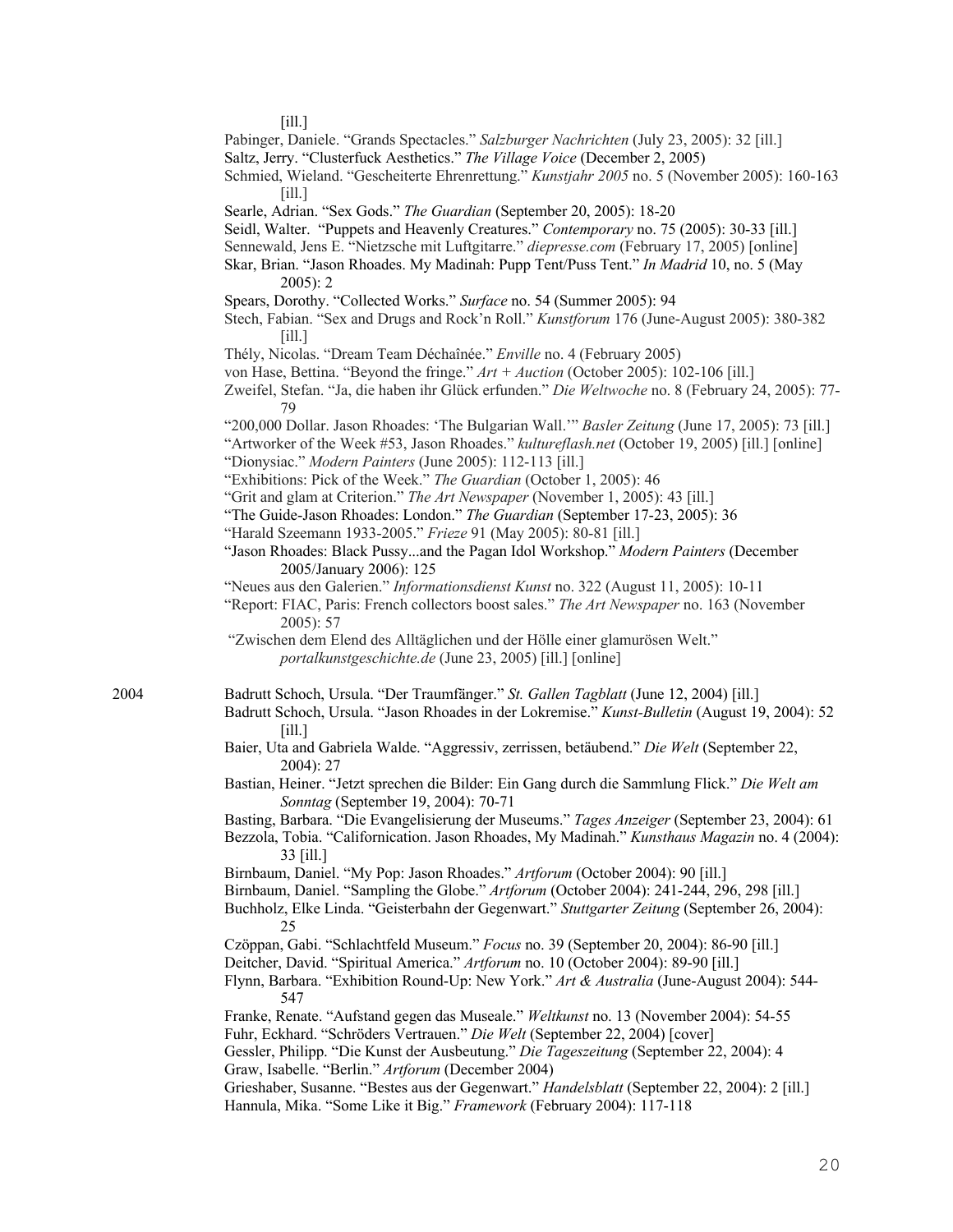[ill.]

Pabinger, Daniele. "Grands Spectacles." *Salzburger Nachrichten* (July 23, 2005): 32 [ill.]

Saltz, Jerry. "Clusterfuck Aesthetics." *The Village Voice* (December 2, 2005)

Schmied, Wieland. "Gescheiterte Ehrenrettung." *Kunstjahr 2005* no. 5 (November 2005): 160-163 [ill.]

Searle, Adrian. "Sex Gods." *The Guardian* (September 20, 2005): 18-20

Seidl, Walter. "Puppets and Heavenly Creatures." *Contemporary* no. 75 (2005): 30-33 [ill.]

Sennewald, Jens E. "Nietzsche mit Luftgitarre." *diepresse.com* (February 17, 2005) [online]

Skar, Brian. "Jason Rhoades. My Madinah: Pupp Tent/Puss Tent." *In Madrid* 10, no. 5 (May 2005): 2

Spears, Dorothy. "Collected Works." *Surface* no. 54 (Summer 2005): 94

Stech, Fabian. "Sex and Drugs and Rock'n Roll." *Kunstforum* 176 (June-August 2005): 380-382 [ill.]

Thély, Nicolas. "Dream Team Déchaînée." *Enville* no. 4 (February 2005)

von Hase, Bettina. "Beyond the fringe." *Art + Auction* (October 2005): 102-106 [ill.]

Zweifel, Stefan. "Ja, die haben ihr Glück erfunden." *Die Weltwoche* no. 8 (February 24, 2005): 77-79

"200,000 Dollar. Jason Rhoades: 'The Bulgarian Wall.'" *Basler Zeitung* (June 17, 2005): 73 [ill.]

"Artworker of the Week #53, Jason Rhoades." *kultureflash.net* (October 19, 2005) [ill.] [online]

"Dionysiac." *Modern Painters* (June 2005): 112-113 [ill.]

"Exhibitions: Pick of the Week." *The Guardian* (October 1, 2005): 46

"Grit and glam at Criterion." *The Art Newspaper* (November 1, 2005): 43 [ill.]

"The Guide-Jason Rhoades: London." *The Guardian* (September 17-23, 2005): 36

"Harald Szeemann 1933-2005." *Frieze* 91 (May 2005): 80-81 [ill.]

"Jason Rhoades: Black Pussy...and the Pagan Idol Workshop." *Modern Painters* (December 2005/January 2006): 125

"Neues aus den Galerien." *Informationsdienst Kunst* no. 322 (August 11, 2005): 10-11

"Report: FIAC, Paris: French collectors boost sales." *The Art Newspaper* no. 163 (November 2005): 57

"Zwischen dem Elend des Alltäglichen und der Hölle einer glamurösen Welt." *portalkunstgeschichte.de* (June 23, 2005) [ill.] [online]

2004

Badrutt Schoch, Ursula. "Der Traumfänger." *St. Gallen Tagblatt* (June 12, 2004) [ill.]

Badrutt Schoch, Ursula. "Jason Rhoades in der Lokremise." *Kunst-Bulletin* (August 19, 2004): 52 [ill.]

Baier, Uta and Gabriela Walde. "Aggressiv, zerrissen, betäubend." *Die Welt* (September 22, 2004): 27

Bastian, Heiner. "Jetzt sprechen die Bilder: Ein Gang durch die Sammlung Flick." *Die Welt am Sonntag* (September 19, 2004): 70-71

Basting, Barbara. "Die Evangelisierung der Museums." *Tages Anzeiger* (September 23, 2004): 61

Bezzola, Tobia. "Californication. Jason Rhoades, My Madinah." *Kunsthaus Magazin* no. 4 (2004): 33 [ill.]

Birnbaum, Daniel. "My Pop: Jason Rhoades." *Artforum* (October 2004): 90 [ill.]

Birnbaum, Daniel. "Sampling the Globe." *Artforum* (October 2004): 241-244, 296, 298 [ill.]

Buchholz, Elke Linda. "Geisterbahn der Gegenwart." *Stuttgarter Zeitung* (September 26, 2004): 25

Czöppan, Gabi. "Schlachtfeld Museum." *Focus* no. 39 (September 20, 2004): 86-90 [ill.]

Deitcher, David. "Spiritual America." *Artforum* no. 10 (October 2004): 89-90 [ill.]

Flynn, Barbara. "Exhibition Round-Up: New York." *Art & Australia* (June-August 2004): 544-547

Franke, Renate. "Aufstand gegen das Museale." *Weltkunst* no. 13 (November 2004): 54-55

Fuhr, Eckhard. "Schröders Vertrauen." *Die Welt* (September 22, 2004) [cover]

Gessler, Philipp. "Die Kunst der Ausbeutung." *Die Tageszeitung* (September 22, 2004): 4

Graw, Isabelle. "Berlin." *Artforum* (December 2004)

Grieshaber, Susanne. "Bestes aus der Gegenwart." *Handelsblatt* (September 22, 2004): 2 [ill.]

Hannula, Mika. "Some Like it Big." *Framework* (February 2004): 117-118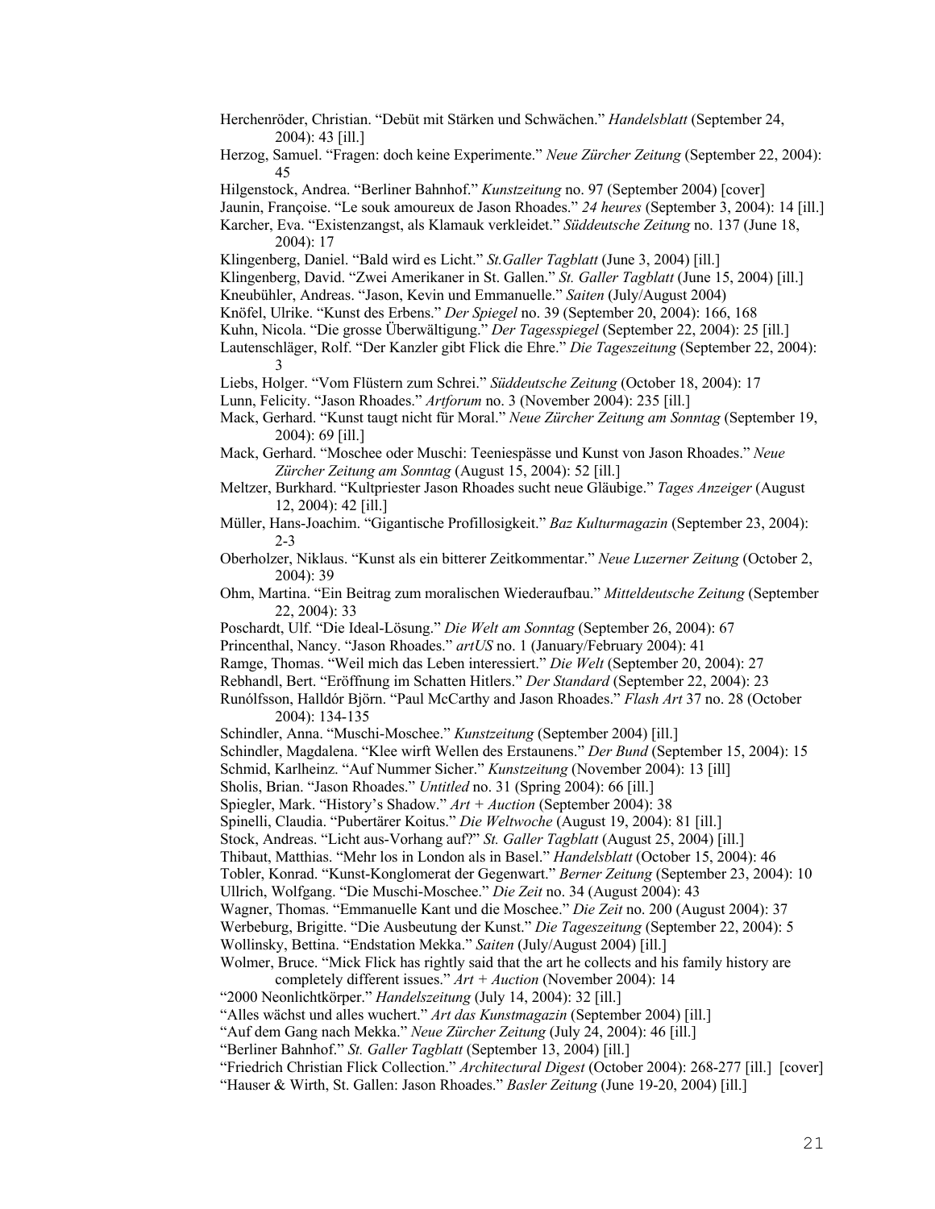Herchenröder, Christian. “Debüt mit Stärken und Schwächen.” *Handelsblatt* (September 24, 2004): 43 [ill.]

Herzog, Samuel. “Fragen: doch keine Experimente.” *Neue Zürcher Zeitung* (September 22, 2004): 45

Hilgenstock, Andrea. “Berliner Bahnhof.” *Kunstzeitung* no. 97 (September 2004) [cover]

Jaunin, Françoise. “Le souk amoureux de Jason Rhoades.” *24 heures* (September 3, 2004): 14 [ill.]

Karcher, Eva. “Existenzangst, als Klamauk verkleidet.” *Süddeutsche Zeitung* no. 137 (June 18, 2004): 17

Klingenberg, Daniel. “Bald wird es Licht.” *St.Galler Tagblatt* (June 3, 2004) [ill.]

Klingenberg, David. “Zwei Amerikaner in St. Gallen.” *St. Galler Tagblatt* (June 15, 2004) [ill.]

Kneubühler, Andreas. “Jason, Kevin und Emmanuelle.” *Saiten* (July/August 2004)

Knöfel, Ulrike. “Kunst des Erbens.” *Der Spiegel* no. 39 (September 20, 2004): 166, 168

Kuhn, Nicola. “Die grosse Überwältigung.” *Der Tagesspiegel* (September 22, 2004): 25 [ill.]

Lautenschläger, Rolf. “Der Kanzler gibt Flick die Ehre.” *Die Tageszeitung* (September 22, 2004): 3

Liebs, Holger. “Vom Flüstern zum Schrei.” *Süddeutsche Zeitung* (October 18, 2004): 17

Lunn, Felicity. “Jason Rhoades.” *Artforum* no. 3 (November 2004): 235 [ill.]

Mack, Gerhard. “Kunst taugt nicht für Moral.” *Neue Zürcher Zeitung am Sonntag* (September 19, 2004): 69 [ill.]

Mack, Gerhard. “Moschee oder Muschi: Teeniespässe und Kunst von Jason Rhoades.” *Neue Zürcher Zeitung am Sonntag* (August 15, 2004): 52 [ill.]

Meltzer, Burkhard. “Kultpriester Jason Rhoades sucht neue Gläubige.” *Tages Anzeiger* (August 12, 2004): 42 [ill.]

Müller, Hans-Joachim. “Gigantische Profillosigkeit.” *Baz Kulturmagazin* (September 23, 2004): 2-3

Oberholzer, Niklaus. “Kunst als ein bitterer Zeitkommentar.” *Neue Luzerner Zeitung* (October 2, 2004): 39

Ohm, Martina. “Ein Beitrag zum moralischen Wiederaufbau.” *Mitteldeutsche Zeitung* (September 22, 2004): 33

Poschardt, Ulf. “Die Ideal-Lösung.” *Die Welt am Sonntag* (September 26, 2004): 67

Princenthal, Nancy. “Jason Rhoades.” *artUS* no. 1 (January/February 2004): 41

Ramge, Thomas. “Weil mich das Leben interessiert.” *Die Welt* (September 20, 2004): 27

Rebhandl, Bert. “Eröffnung im Schatten Hitlers.” *Der Standard* (September 22, 2004): 23

Runólfsson, Halldór Björn. “Paul McCarthy and Jason Rhoades.” *Flash Art* 37 no. 28 (October 2004): 134-135

Schindler, Anna. “Muschi-Moschee.” *Kunstzeitung* (September 2004) [ill.]

Schindler, Magdalena. “Klee wirft Wellen des Erstaunens.” *Der Bund* (September 15, 2004): 15

Schmid, Karlheinz. “Auf Nummer Sicher.” *Kunstzeitung* (November 2004): 13 [ill]

Sholis, Brian. “Jason Rhoades.” *Untitled* no. 31 (Spring 2004): 66 [ill.]

Spiegler, Mark. “History's Shadow.” *Art + Auction* (September 2004): 38

Spinelli, Claudia. “Pubertärer Koitus.” *Die Weltwoche* (August 19, 2004): 81 [ill.]

Stock, Andreas. “Licht aus-Vorhang auf?” *St. Galler Tagblatt* (August 25, 2004) [ill.]

Thibaut, Matthias. “Mehr los in London als in Basel.” *Handelsblatt* (October 15, 2004): 46

Tobler, Konrad. “Kunst-Konglomerat der Gegenwart.” *Berner Zeitung* (September 23, 2004): 10

Ullrich, Wolfgang. “Die Muschi-Moschee.” *Die Zeit* no. 34 (August 2004): 43

Wagner, Thomas. “Emmanuelle Kant und die Moschee.” *Die Zeit* no. 200 (August 2004): 37

Werbeburg, Brigitte. “Die Ausbeutung der Kunst.” *Die Tageszeitung* (September 22, 2004): 5

Wollinsky, Bettina. “Endstation Mekka.” *Saiten* (July/August 2004) [ill.]

Wolmer, Bruce. “Mick Flick has rightly said that the art he collects and his family history are completely different issues.” *Art + Auction* (November 2004): 14

“2000 Neonlichtkörper.” *Handelszeitung* (July 14, 2004): 32 [ill.]

“Alles wächst und alles wuchert.” *Art das Kunstmagazin* (September 2004) [ill.]

“Auf dem Gang nach Mekka.” *Neue Zürcher Zeitung* (July 24, 2004): 46 [ill.]

“Berliner Bahnhof.” *St. Galler Tagblatt* (September 13, 2004) [ill.]

“Friedrich Christian Flick Collection.” *Architectural Digest* (October 2004): 268-277 [ill.] [cover]

“Hauser & Wirth, St. Gallen: Jason Rhoades.” *Basler Zeitung* (June 19-20, 2004) [ill.]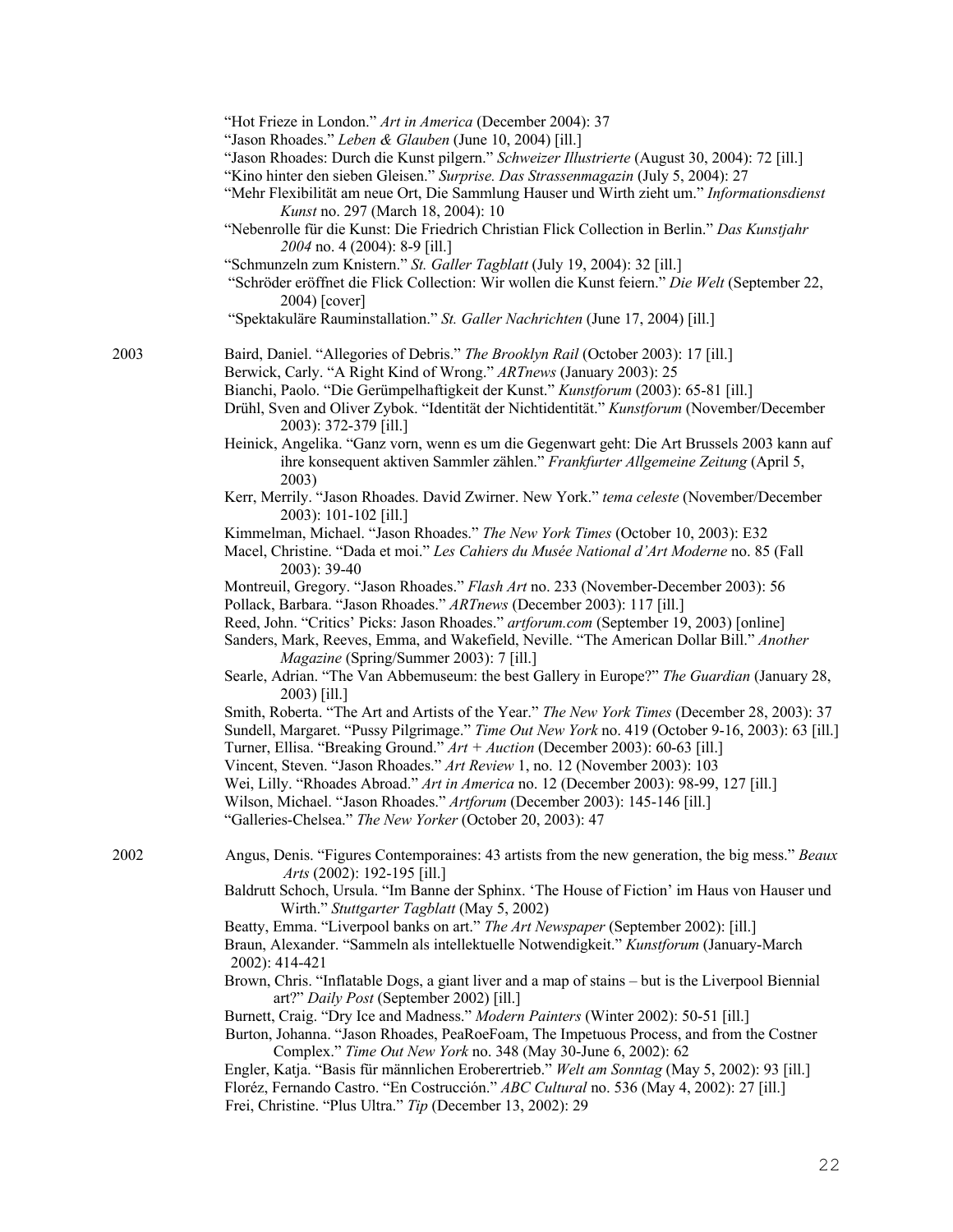"Hot Frieze in London." *Art in America* (December 2004): 37

"Jason Rhoades." *Leben & Glauben* (June 10, 2004) [ill.]

"Jason Rhoades: Durch die Kunst pilgern." *Schweizer Illustrierte* (August 30, 2004): 72 [ill.]

"Kino hinter den sieben Gleisen." *Surprise. Das Strassenmagazin* (July 5, 2004): 27

"Mehr Flexibilität am neue Ort, Die Sammlung Hauser und Wirth zieht um." *Informationsdienst Kunst* no. 297 (March 18, 2004): 10

"Nebenrolle für die Kunst: Die Friedrich Christian Flick Collection in Berlin." *Das Kunstjahr 2004* no. 4 (2004): 8-9 [ill.]

"Schmunzeln zum Knistern." *St. Galler Tagblatt* (July 19, 2004): 32 [ill.]

"Schröder eröffnet die Flick Collection: Wir wollen die Kunst feiern." *Die Welt* (September 22, 2004) [cover]

"Spektakuläre Rauminstallation." *St. Galler Nachrichten* (June 17, 2004) [ill.]

**2003**

Baird, Daniel. "Allegories of Debris." *The Brooklyn Rail* (October 2003): 17 [ill.]

Berwick, Carly. "A Right Kind of Wrong." *ARTnews* (January 2003): 25

Bianchi, Paolo. "Die Gerümpelhaftigkeit der Kunst." *Kunstforum* (2003): 65-81 [ill.]

Drühl, Sven and Oliver Zybok. "Identität der Nichtidentität." *Kunstforum* (November/December 2003): 372-379 [ill.]

Heinick, Angelika. "Ganz vorn, wenn es um die Gegenwart geht: Die Art Brussels 2003 kann auf ihre konsequent aktiven Sammler zählen." *Frankfurter Allgemeine Zeitung* (April 5, 2003)

Kerr, Merrily. "Jason Rhoades. David Zwirner. New York." *tema celeste* (November/December 2003): 101-102 [ill.]

Kimmelman, Michael. "Jason Rhoades." *The New York Times* (October 10, 2003): E32

Macel, Christine. "Dada et moi." *Les Cahiers du Musée National d'Art Moderne* no. 85 (Fall 2003): 39-40

Montreuil, Gregory. "Jason Rhoades." *Flash Art* no. 233 (November-December 2003): 56

Pollack, Barbara. "Jason Rhoades." *ARTnews* (December 2003): 117 [ill.]

Reed, John. "Critics' Picks: Jason Rhoades." *artforum.com* (September 19, 2003) [online]

Sanders, Mark, Reeves, Emma, and Wakefield, Neville. "The American Dollar Bill." *Another Magazine* (Spring/Summer 2003): 7 [ill.]

Searle, Adrian. "The Van Abbemuseum: the best Gallery in Europe?" *The Guardian* (January 28, 2003) [ill.]

Smith, Roberta. "The Art and Artists of the Year." *The New York Times* (December 28, 2003): 37

Sundell, Margaret. "Pussy Pilgrimage." *Time Out New York* no. 419 (October 9-16, 2003): 63 [ill.]

Turner, Ellisa. "Breaking Ground." *Art + Auction* (December 2003): 60-63 [ill.]

Vincent, Steven. "Jason Rhoades." *Art Review* 1, no. 12 (November 2003): 103

Wei, Lilly. "Rhoades Abroad." *Art in America* no. 12 (December 2003): 98-99, 127 [ill.]

Wilson, Michael. "Jason Rhoades." *Artforum* (December 2003): 145-146 [ill.]

"Galleries-Chelsea." *The New Yorker* (October 20, 2003): 47

**2002**

Angus, Denis. "Figures Contemporaines: 43 artists from the new generation, the big mess." *Beaux Arts* (2002): 192-195 [ill.]

Baldrutt Schoch, Ursula. "Im Banne der Sphinx. 'The House of Fiction' im Haus von Hauser und Wirth." *Stuttgarter Tagblatt* (May 5, 2002)

Beatty, Emma. "Liverpool banks on art." *The Art Newspaper* (September 2002): [ill.]

Braun, Alexander. "Sammeln als intellektuelle Notwendigkeit." *Kunstforum* (January-March 2002): 414-421

Brown, Chris. "Inflatable Dogs, a giant liver and a map of stains – but is the Liverpool Biennial art?" *Daily Post* (September 2002) [ill.]

Burnett, Craig. "Dry Ice and Madness." *Modern Painters* (Winter 2002): 50-51 [ill.]

Burton, Johanna. "Jason Rhoades, PeaRoeFoam, The Impetuous Process, and from the Costner Complex." *Time Out New York* no. 348 (May 30-June 6, 2002): 62

Engler, Katja. "Basis für männlichen Eroberertrieb." *Welt am Sonntag* (May 5, 2002): 93 [ill.]

Floréz, Fernando Castro. "En Costrucción." *ABC Cultural* no. 536 (May 4, 2002): 27 [ill.]

Frei, Christine. "Plus Ultra." *Tip* (December 13, 2002): 29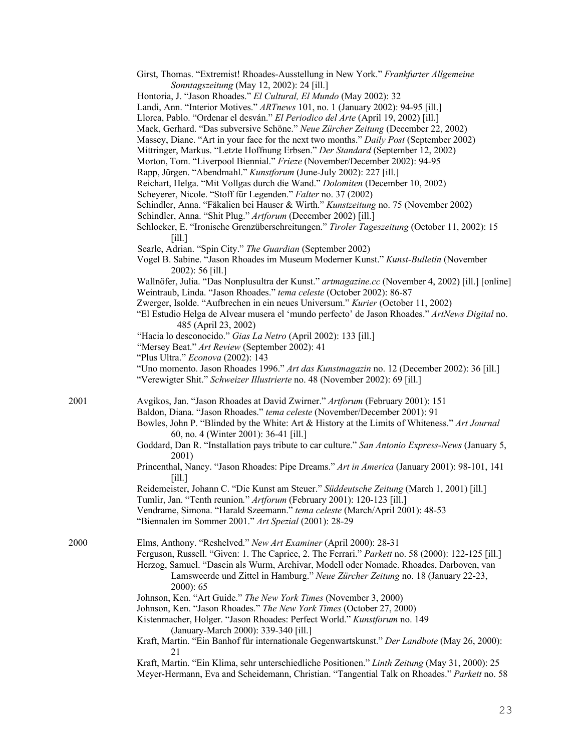Girst, Thomas. "Extremist! Rhoades-Ausstellung in New York." *Frankfurter Allgemeine Sonntagszeitung* (May 12, 2002): 24 [ill.]

Hontoria, J. "Jason Rhoades." *El Cultural, El Mundo* (May 2002): 32

Landi, Ann. "Interior Motives." *ARTnews* 101, no. 1 (January 2002): 94-95 [ill.]

Llorca, Pablo. "Ordenar el desván." *El Periodico del Arte* (April 19, 2002) [ill.]

Mack, Gerhard. "Das subversive Schöne." *Neue Zürcher Zeitung* (December 22, 2002)

Massey, Diane. "Art in your face for the next two months." *Daily Post* (September 2002)

Mittringer, Markus. "Letzte Hoffnung Erbsen." *Der Standard* (September 12, 2002)

Morton, Tom. "Liverpool Biennial." *Frieze* (November/December 2002): 94-95

Rapp, Jürgen. "Abendmahl." *Kunstforum* (June-July 2002): 227 [ill.]

Reichart, Helga. "Mit Vollgas durch die Wand." *Dolomiten* (December 10, 2002)

Scheyerer, Nicole. "Stoff für Legenden." *Falter* no. 37 (2002)

Schindler, Anna. "Fäkalien bei Hauser & Wirth." *Kunstzeitung* no. 75 (November 2002)

Schindler, Anna. "Shit Plug." *Artforum* (December 2002) [ill.]

Schlocker, E. "Ironische Grenzüberschreitungen." *Tiroler Tageszeitung* (October 11, 2002): 15 [ill.]

Searle, Adrian. "Spin City." *The Guardian* (September 2002)

Vogel B. Sabine. "Jason Rhoades im Museum Moderner Kunst." *Kunst-Bulletin* (November 2002): 56 [ill.]

Wallnöfer, Julia. "Das Nonplusultra der Kunst." *artmagazine.cc* (November 4, 2002) [ill.] [online]

Weintraub, Linda. "Jason Rhoades." *tema celeste* (October 2002): 86-87

Zwerger, Isolde. "Aufbrechen in ein neues Universum." *Kurier* (October 11, 2002)

"El Estudio Helga de Alvear musera el 'mundo perfecto' de Jason Rhoades." *ArtNews Digital* no. 485 (April 23, 2002)

"Hacia lo desconocido." *Gias La Netro* (April 2002): 133 [ill.]

"Mersey Beat." *Art Review* (September 2002): 41

"Plus Ultra." *Econova* (2002): 143

"Uno momento. Jason Rhoades 1996." *Art das Kunstmagazin* no. 12 (December 2002): 36 [ill.]

"Verewigter Shit." *Schweizer Illustrierte* no. 48 (November 2002): 69 [ill.]

**2001**

Avgikos, Jan. "Jason Rhoades at David Zwirner." *Artforum* (February 2001): 151

Baldon, Diana. "Jason Rhoades." *tema celeste* (November/December 2001): 91

Bowles, John P. "Blinded by the White: Art & History at the Limits of Whiteness." *Art Journal* 60, no. 4 (Winter 2001): 36-41 [ill.]

Goddard, Dan R. "Installation pays tribute to car culture." *San Antonio Express-News* (January 5, 2001)

Princenthal, Nancy. "Jason Rhoades: Pipe Dreams." *Art in America* (January 2001): 98-101, 141 [ill.]

Reidemeister, Johann C. "Die Kunst am Steuer." *Süddeutsche Zeitung* (March 1, 2001) [ill.]

Tumlir, Jan. "Tenth reunion." *Artforum* (February 2001): 120-123 [ill.]

Vendrame, Simona. "Harald Szeemann." *tema celeste* (March/April 2001): 48-53

"Biennalen im Sommer 2001." *Art Spezial* (2001): 28-29

**2000**

Elms, Anthony. "Reshelved." *New Art Examiner* (April 2000): 28-31

Ferguson, Russell. "Given: 1. The Caprice, 2. The Ferrari." *Parkett* no. 58 (2000): 122-125 [ill.]

Herzog, Samuel. "Dasein als Wurm, Archivar, Modell oder Nomade. Rhoades, Darboven, van Lamsweerde und Zittel in Hamburg." *Neue Zürcher Zeitung* no. 18 (January 22-23, 2000): 65

Johnson, Ken. "Art Guide." *The New York Times* (November 3, 2000)

Johnson, Ken. "Jason Rhoades." *The New York Times* (October 27, 2000)

Kistenmacher, Holger. "Jason Rhoades: Perfect World." *Kunstforum* no. 149 (January-March 2000): 339-340 [ill.]

Kraft, Martin. "Ein Banhof für internationale Gegenwartskunst." *Der Landbote* (May 26, 2000): 21

Kraft, Martin. "Ein Klima, sehr unterschiedliche Positionen." *Linth Zeitung* (May 31, 2000): 25

Meyer-Hermann, Eva and Scheidemann, Christian. "Tangential Talk on Rhoades." *Parkett* no. 58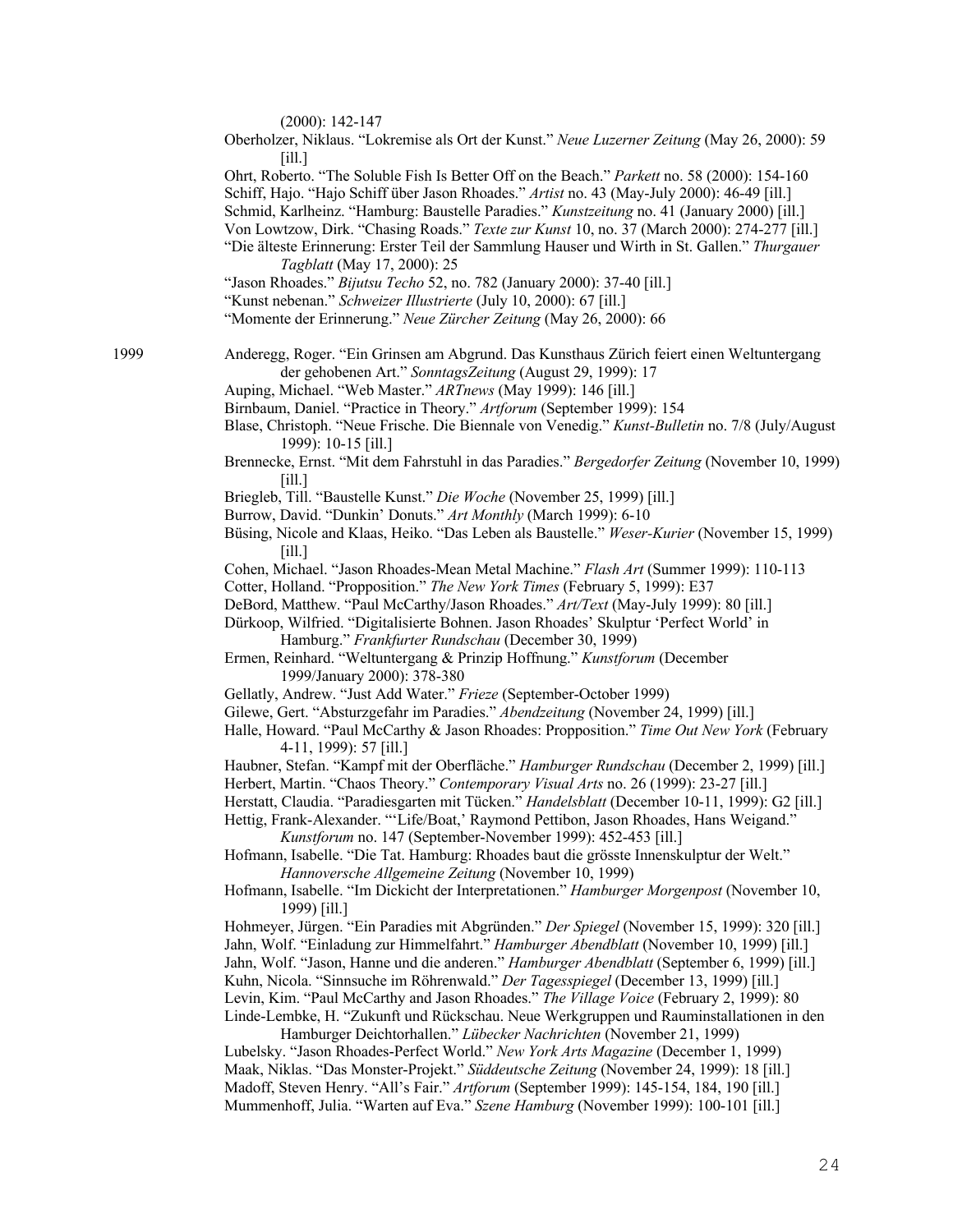(2000): 142-147

Oberholzer, Niklaus. "Lokremise als Ort der Kunst." *Neue Luzerner Zeitung* (May 26, 2000): 59 [ill.]

Ohrt, Roberto. "The Soluble Fish Is Better Off on the Beach." *Parkett* no. 58 (2000): 154-160

Schiff, Hajo. "Hajo Schiff über Jason Rhoades." *Artist* no. 43 (May-July 2000): 46-49 [ill.]

Schmid, Karlheinz. "Hamburg: Baustelle Paradies." *Kunstzeitung* no. 41 (January 2000) [ill.]

Von Lowtzow, Dirk. "Chasing Roads." *Texte zur Kunst* 10, no. 37 (March 2000): 274-277 [ill.]

"Die älteste Erinnerung: Erster Teil der Sammlung Hauser und Wirth in St. Gallen." *Thurgauer Tagblatt* (May 17, 2000): 25

"Jason Rhoades." *Bijutsu Techo* 52, no. 782 (January 2000): 37-40 [ill.]

"Kunst nebenan." *Schweizer Illustrierte* (July 10, 2000): 67 [ill.]

"Momente der Erinnerung." *Neue Zürcher Zeitung* (May 26, 2000): 66

1999

Anderegg, Roger. "Ein Grinsen am Abgrund. Das Kunsthaus Zürich feiert einen Weltuntergang der gehobenen Art." *SonntagsZeitung* (August 29, 1999): 17

Auping, Michael. "Web Master." *ARTnews* (May 1999): 146 [ill.]

Birnbaum, Daniel. "Practice in Theory." *Artforum* (September 1999): 154

Blase, Christoph. "Neue Frische. Die Biennale von Venedig." *Kunst-Bulletin* no. 7/8 (July/August 1999): 10-15 [ill.]

Brennecke, Ernst. "Mit dem Fahrstuhl in das Paradies." *Bergedorfer Zeitung* (November 10, 1999) [ill.]

Briegleb, Till. "Baustelle Kunst." *Die Woche* (November 25, 1999) [ill.]

Burrow, David. "Dunkin' Donuts." *Art Monthly* (March 1999): 6-10

Büsing, Nicole and Klaas, Heiko. "Das Leben als Baustelle." *Weser-Kurier* (November 15, 1999) [ill.]

Cohen, Michael. "Jason Rhoades-Mean Metal Machine." *Flash Art* (Summer 1999): 110-113

Cotter, Holland. "Propposition." *The New York Times* (February 5, 1999): E37

DeBord, Matthew. "Paul McCarthy/Jason Rhoades." *Art/Text* (May-July 1999): 80 [ill.]

Dürkoop, Wilfried. "Digitalisierte Bohnen. Jason Rhoades' Skulptur 'Perfect World' in Hamburg." *Frankfurter Rundschau* (December 30, 1999)

Ermen, Reinhard. "Weltuntergang & Prinzip Hoffnung." *Kunstforum* (December 1999/January 2000): 378-380

Gellatly, Andrew. "Just Add Water." *Frieze* (September-October 1999)

Gilewe, Gert. "Absturzgefahr im Paradies." *Abendzeitung* (November 24, 1999) [ill.]

Halle, Howard. "Paul McCarthy & Jason Rhoades: Propposition." *Time Out New York* (February 4-11, 1999): 57 [ill.]

Haubner, Stefan. "Kampf mit der Oberfläche." *Hamburger Rundschau* (December 2, 1999) [ill.]

Herbert, Martin. "Chaos Theory." *Contemporary Visual Arts* no. 26 (1999): 23-27 [ill.]

Herstatt, Claudia. "Paradiesgarten mit Tücken." *Handelsblatt* (December 10-11, 1999): G2 [ill.]

Hettig, Frank-Alexander. "'Life/Boat,' Raymond Pettibon, Jason Rhoades, Hans Weigand." *Kunstforum* no. 147 (September-November 1999): 452-453 [ill.]

Hofmann, Isabelle. "Die Tat. Hamburg: Rhoades baut die grösste Innenskulptur der Welt." *Hannoversche Allgemeine Zeitung* (November 10, 1999)

Hofmann, Isabelle. "Im Dickicht der Interpretationen." *Hamburger Morgenpost* (November 10, 1999) [ill.]

Hohmeyer, Jürgen. "Ein Paradies mit Abgründen." *Der Spiegel* (November 15, 1999): 320 [ill.]

Jahn, Wolf. "Einladung zur Himmelfahrt." *Hamburger Abendblatt* (November 10, 1999) [ill.]

Jahn, Wolf. "Jason, Hanne und die anderen." *Hamburger Abendblatt* (September 6, 1999) [ill.]

Kuhn, Nicola. "Sinnsuche im Röhrenwald." *Der Tagesspiegel* (December 13, 1999) [ill.]

Levin, Kim. "Paul McCarthy and Jason Rhoades." *The Village Voice* (February 2, 1999): 80

Linde-Lembke, H. "Zukunft und Rückschau. Neue Werkgruppen und Rauminstallationen in den Hamburger Deichtorhallen." *Lübecker Nachrichten* (November 21, 1999)

Lubelsky. "Jason Rhoades-Perfect World." *New York Arts Magazine* (December 1, 1999)

Maak, Niklas. "Das Monster-Projekt." *Süddeutsche Zeitung* (November 24, 1999): 18 [ill.]

Madoff, Steven Henry. "All's Fair." *Artforum* (September 1999): 145-154, 184, 190 [ill.]

Mummenhoff, Julia. "Warten auf Eva." *Szene Hamburg* (November 1999): 100-101 [ill.]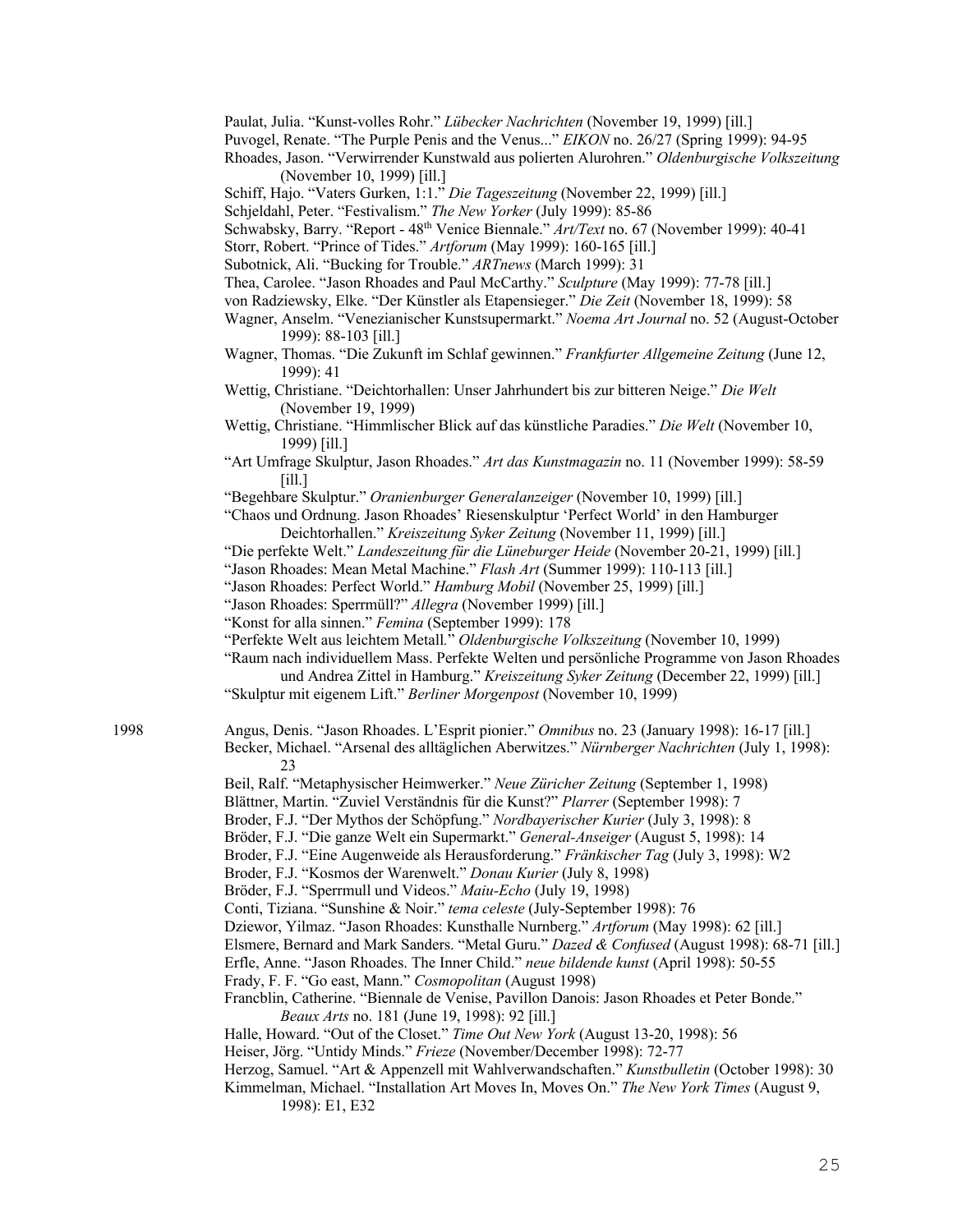Paulat, Julia. "Kunst-volles Rohr." *Lübecker Nachrichten* (November 19, 1999) [ill.]

Puvogel, Renate. "The Purple Penis and the Venus..." *EIKON* no. 26/27 (Spring 1999): 94-95

Rhoades, Jason. "Verwirrender Kunstwald aus polierten Alurohren." *Oldenburgische Volkszeitung* (November 10, 1999) [ill.]

Schiff, Hajo. "Vaters Gurken, 1:1." *Die Tageszeitung* (November 22, 1999) [ill.]

Schjeldahl, Peter. "Festivalism." *The New Yorker* (July 1999): 85-86

Schwabsky, Barry. "Report - 48th Venice Biennale." *Art/Text* no. 67 (November 1999): 40-41

Storr, Robert. "Prince of Tides." *Artforum* (May 1999): 160-165 [ill.]

Subotnick, Ali. "Bucking for Trouble." *ARTnews* (March 1999): 31

Thea, Carolee. "Jason Rhoades and Paul McCarthy." *Sculpture* (May 1999): 77-78 [ill.]

von Radziewsky, Elke. "Der Künstler als Etapensieger." *Die Zeit* (November 18, 1999): 58

Wagner, Anselm. "Venezianischer Kunstsupermarkt." *Noema Art Journal* no. 52 (August-October 1999): 88-103 [ill.]

Wagner, Thomas. "Die Zukunft im Schlaf gewinnen." *Frankfurter Allgemeine Zeitung* (June 12, 1999): 41

Wettig, Christiane. "Deichtorhallen: Unser Jahrhundert bis zur bitteren Neige." *Die Welt* (November 19, 1999)

Wettig, Christiane. "Himmlischer Blick auf das künstliche Paradies." *Die Welt* (November 10, 1999) [ill.]

"Art Umfrage Skulptur, Jason Rhoades." *Art das Kunstmagazin* no. 11 (November 1999): 58-59 [ill.]

"Begehbare Skulptur." *Oranienburger Generalanzeiger* (November 10, 1999) [ill.]

"Chaos und Ordnung. Jason Rhoades' Riesenskulptur 'Perfect World' in den Hamburger Deichtorhallen." *Kreiszeitung Syker Zeitung* (November 11, 1999) [ill.]

"Die perfekte Welt." *Landeszeitung für die Lüneburger Heide* (November 20-21, 1999) [ill.]

"Jason Rhoades: Mean Metal Machine." *Flash Art* (Summer 1999): 110-113 [ill.]

"Jason Rhoades: Perfect World." *Hamburg Mobil* (November 25, 1999) [ill.]

"Jason Rhoades: Sperrmüll?" *Allegra* (November 1999) [ill.]

"Konst for alla sinnen." *Femina* (September 1999): 178

"Perfekte Welt aus leichtem Metall." *Oldenburgische Volkszeitung* (November 10, 1999)

"Raum nach individuellem Mass. Perfekte Welten und persönliche Programme von Jason Rhoades und Andrea Zittel in Hamburg." *Kreiszeitung Syker Zeitung* (December 22, 1999) [ill.]

"Skulptur mit eigenem Lift." *Berliner Morgenpost* (November 10, 1999)

1998

Angus, Denis. "Jason Rhoades. L'Esprit pionier." *Omnibus* no. 23 (January 1998): 16-17 [ill.]

Becker, Michael. "Arsenal des alltäglichen Aberwitzes." *Nürnberger Nachrichten* (July 1, 1998): 23

Beil, Ralf. "Metaphysischer Heimwerker." *Neue Züricher Zeitung* (September 1, 1998)

Blättner, Martin. "Zuviel Verständnis für die Kunst?" *Plarrer* (September 1998): 7

Broder, F.J. "Der Mythos der Schöpfung." *Nordbayerischer Kurier* (July 3, 1998): 8

Bröder, F.J. "Die ganze Welt ein Supermarkt." *General-Anseiger* (August 5, 1998): 14

Broder, F.J. "Eine Augenweide als Herausforderung." *Fränkischer Tag* (July 3, 1998): W2

Broder, F.J. "Kosmos der Warenwelt." *Donau Kurier* (July 8, 1998)

Bröder, F.J. "Sperrmull und Videos." *Maiu-Echo* (July 19, 1998)

Conti, Tiziana. "Sunshine & Noir." *tema celeste* (July-September 1998): 76

Dziewor, Yilmaz. "Jason Rhoades: Kunsthalle Nurnberg." *Artforum* (May 1998): 62 [ill.]

Elsmere, Bernard and Mark Sanders. "Metal Guru." *Dazed & Confused* (August 1998): 68-71 [ill.]

Erfle, Anne. "Jason Rhoades. The Inner Child." *neue bildende kunst* (April 1998): 50-55

Frady, F. F. "Go east, Mann." *Cosmopolitan* (August 1998)

Francblin, Catherine. "Biennale de Venise, Pavillon Danois: Jason Rhoades et Peter Bonde." *Beaux Arts* no. 181 (June 19, 1998): 92 [ill.]

Halle, Howard. "Out of the Closet." *Time Out New York* (August 13-20, 1998): 56

Heiser, Jörg. "Untidy Minds." *Frieze* (November/December 1998): 72-77

Herzog, Samuel. "Art & Appenzell mit Wahlverwandschaften." *Kunstbulletin* (October 1998): 30

Kimmelman, Michael. "Installation Art Moves In, Moves On." *The New York Times* (August 9, 1998): E1, E32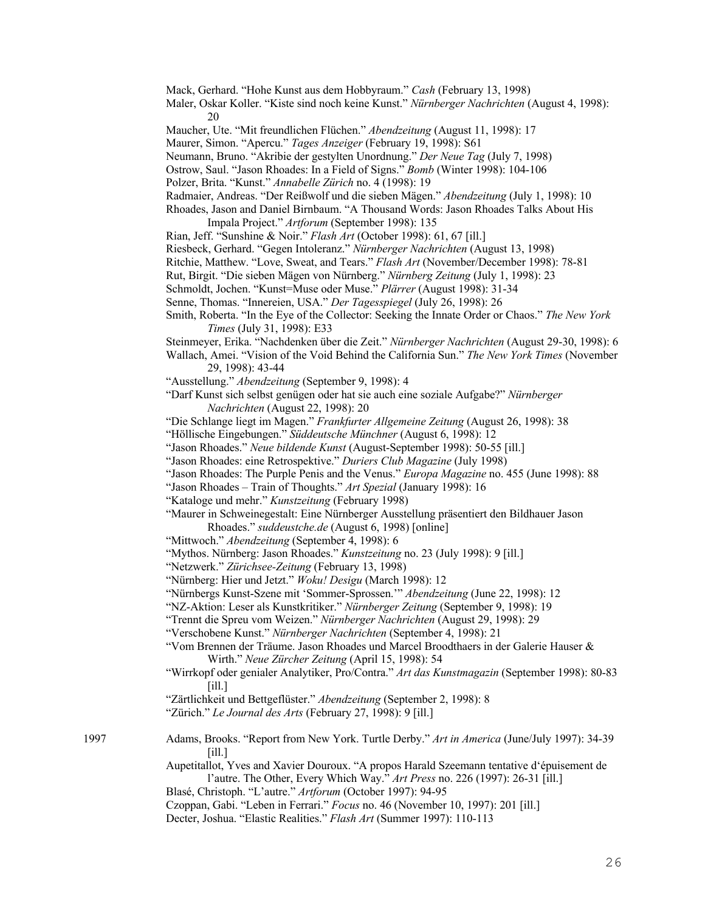Mack, Gerhard. "Hohe Kunst aus dem Hobbyraum." *Cash* (February 13, 1998)

Maler, Oskar Koller. "Kiste sind noch keine Kunst." *Nürnberger Nachrichten* (August 4, 1998): 20

Maucher, Ute. "Mit freundlichen Flüchen." *Abendzeitung* (August 11, 1998): 17

Maurer, Simon. "Apercu." *Tages Anzeiger* (February 19, 1998): S61

Neumann, Bruno. "Akribie der gestylten Unordnung." *Der Neue Tag* (July 7, 1998)

Ostrow, Saul. "Jason Rhoades: In a Field of Signs." *Bomb* (Winter 1998): 104-106

Polzer, Brita. "Kunst." *Annabelle Zürich* no. 4 (1998): 19

Radmaier, Andreas. "Der Reißwolf und die sieben Mägen." *Abendzeitung* (July 1, 1998): 10

Rhoades, Jason and Daniel Birnbaum. "A Thousand Words: Jason Rhoades Talks About His Impala Project." *Artforum* (September 1998): 135

Rian, Jeff. "Sunshine & Noir." *Flash Art* (October 1998): 61, 67 [ill.]

Riesbeck, Gerhard. "Gegen Intoleranz." *Nürnberger Nachrichten* (August 13, 1998)

Ritchie, Matthew. "Love, Sweat, and Tears." *Flash Art* (November/December 1998): 78-81

Rut, Birgit. "Die sieben Mägen von Nürnberg." *Nürnberg Zeitung* (July 1, 1998): 23

Schmoldt, Jochen. "Kunst=Muse oder Muse." *Plärrer* (August 1998): 31-34

Senne, Thomas. "Innereien, USA." *Der Tagesspiegel* (July 26, 1998): 26

Smith, Roberta. "In the Eye of the Collector: Seeking the Innate Order or Chaos." *The New York Times* (July 31, 1998): E33

Steinmeyer, Erika. "Nachdenken über die Zeit." *Nürnberger Nachrichten* (August 29-30, 1998): 6

Wallach, Amei. "Vision of the Void Behind the California Sun." *The New York Times* (November 29, 1998): 43-44

"Ausstellung." *Abendzeitung* (September 9, 1998): 4

"Darf Kunst sich selbst genügen oder hat sie auch eine soziale Aufgabe?" *Nürnberger Nachrichten* (August 22, 1998): 20

"Die Schlange liegt im Magen." *Frankfurter Allgemeine Zeitung* (August 26, 1998): 38

"Höllische Eingebungen." *Süddeutsche Münchner* (August 6, 1998): 12

"Jason Rhoades." *Neue bildende Kunst* (August-September 1998): 50-55 [ill.]

"Jason Rhoades: eine Retrospektive." *Duriers Club Magazine* (July 1998)

"Jason Rhoades: The Purple Penis and the Venus." *Europa Magazine* no. 455 (June 1998): 88

"Jason Rhoades – Train of Thoughts." *Art Spezial* (January 1998): 16

"Kataloge und mehr." *Kunstzeitung* (February 1998)

"Maurer in Schweinegestalt: Eine Nürnberger Ausstellung präsentiert den Bildhauer Jason Rhoades." *suddeustche.de* (August 6, 1998) [online]

"Mittwoch." *Abendzeitung* (September 4, 1998): 6

"Mythos. Nürnberg: Jason Rhoades." *Kunstzeitung* no. 23 (July 1998): 9 [ill.]

"Netzwerk." *Zürichsee-Zeitung* (February 13, 1998)

"Nürnberg: Hier und Jetzt." *Woku! Desigu* (March 1998): 12

"Nürnbergs Kunst-Szene mit 'Sommer-Sprossen.'" *Abendzeitung* (June 22, 1998): 12

"NZ-Aktion: Leser als Kunstkritiker." *Nürnberger Zeitung* (September 9, 1998): 19

"Trennt die Spreu vom Weizen." *Nürnberger Nachrichten* (August 29, 1998): 29

"Verschobene Kunst." *Nürnberger Nachrichten* (September 4, 1998): 21

"Vom Brennen der Träume. Jason Rhoades und Marcel Broodthaers in der Galerie Hauser & Wirth." *Neue Zürcher Zeitung* (April 15, 1998): 54

"Wirrkopf oder genialer Analytiker, Pro/Contra." *Art das Kunstmagazin* (September 1998): 80-83 [ill.]

"Zärtlichkeit und Bettgeflüster." *Abendzeitung* (September 2, 1998): 8

"Zürich." *Le Journal des Arts* (February 27, 1998): 9 [ill.]

1997

Adams, Brooks. "Report from New York. Turtle Derby." *Art in America* (June/July 1997): 34-39 [ill.]

Aupetitallot, Yves and Xavier Douroux. "A propos Harald Szeemann tentative d'épuisement de l'autre. The Other, Every Which Way." *Art Press* no. 226 (1997): 26-31 [ill.]

Blasé, Christoph. "L'autre." *Artforum* (October 1997): 94-95

Czoppan, Gabi. "Leben in Ferrari." *Focus* no. 46 (November 10, 1997): 201 [ill.]

Decter, Joshua. "Elastic Realities." *Flash Art* (Summer 1997): 110-113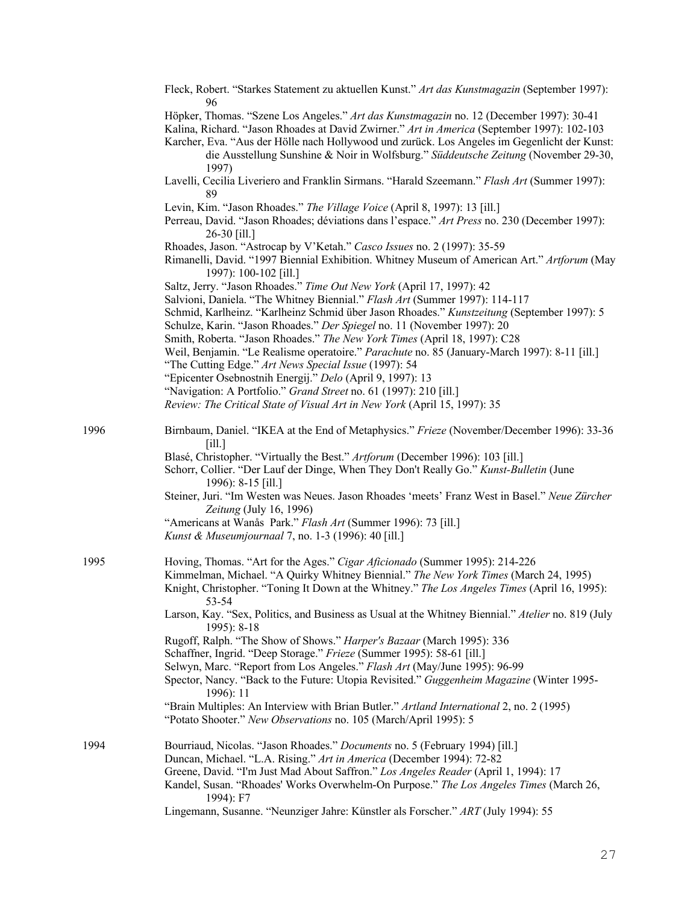Fleck, Robert. "Starkes Statement zu aktuellen Kunst." *Art das Kunstmagazin* (September 1997): 96

Höpker, Thomas. "Szene Los Angeles." *Art das Kunstmagazin* no. 12 (December 1997): 30-41

Kalina, Richard. "Jason Rhoades at David Zwirner." *Art in America* (September 1997): 102-103

Karcher, Eva. "Aus der Hölle nach Hollywood und zurück. Los Angeles im Gegenlicht der Kunst: die Ausstellung Sunshine & Noir in Wolfsburg." *Süddeutsche Zeitung* (November 29-30, 1997)

Lavelli, Cecilia Liveriero and Franklin Sirmans. "Harald Szeemann." *Flash Art* (Summer 1997): 89

Levin, Kim. "Jason Rhoades." *The Village Voice* (April 8, 1997): 13 [ill.]

Perreau, David. "Jason Rhoades; déviations dans l'espace." *Art Press* no. 230 (December 1997): 26-30 [ill.]

Rhoades, Jason. "Astrocap by V'Ketah." *Casco Issues* no. 2 (1997): 35-59

Rimanelli, David. "1997 Biennial Exhibition. Whitney Museum of American Art." *Artforum* (May 1997): 100-102 [ill.]

Saltz, Jerry. "Jason Rhoades." *Time Out New York* (April 17, 1997): 42

Salvioni, Daniela. "The Whitney Biennial." *Flash Art* (Summer 1997): 114-117

Schmid, Karlheinz. "Karlheinz Schmid über Jason Rhoades." *Kunstzeitung* (September 1997): 5

Schulze, Karin. "Jason Rhoades." *Der Spiegel* no. 11 (November 1997): 20

Smith, Roberta. "Jason Rhoades." *The New York Times* (April 18, 1997): C28

Weil, Benjamin. "Le Realisme operatoire." *Parachute* no. 85 (January-March 1997): 8-11 [ill.]

"The Cutting Edge." *Art News Special Issue* (1997): 54

"Epicenter Osebnostnih Energij." *Delo* (April 9, 1997): 13

"Navigation: A Portfolio." *Grand Street* no. 61 (1997): 210 [ill.]

*Review: The Critical State of Visual Art in New York* (April 15, 1997): 35

**1996**

Birnbaum, Daniel. "IKEA at the End of Metaphysics." *Frieze* (November/December 1996): 33-36 [ill.]

Blasé, Christopher. "Virtually the Best." *Artforum* (December 1996): 103 [ill.]

Schorr, Collier. "Der Lauf der Dinge, When They Don't Really Go." *Kunst-Bulletin* (June 1996): 8-15 [ill.]

Steiner, Juri. "Im Westen was Neues. Jason Rhoades 'meets' Franz West in Basel." *Neue Zürcher Zeitung* (July 16, 1996)

"Americans at Wanås Park." *Flash Art* (Summer 1996): 73 [ill.]

*Kunst & Museumjournaal* 7, no. 1-3 (1996): 40 [ill.]

**1995**

Hoving, Thomas. "Art for the Ages." *Cigar Aficionado* (Summer 1995): 214-226

Kimmelman, Michael. "A Quirky Whitney Biennial." *The New York Times* (March 24, 1995)

Knight, Christopher. "Toning It Down at the Whitney." *The Los Angeles Times* (April 16, 1995): 53-54

Larson, Kay. "Sex, Politics, and Business as Usual at the Whitney Biennial." *Atelier* no. 819 (July 1995): 8-18

Rugoff, Ralph. "The Show of Shows." *Harper's Bazaar* (March 1995): 336

Schaffner, Ingrid. "Deep Storage." *Frieze* (Summer 1995): 58-61 [ill.]

Selwyn, Marc. "Report from Los Angeles." *Flash Art* (May/June 1995): 96-99

Spector, Nancy. "Back to the Future: Utopia Revisited." *Guggenheim Magazine* (Winter 1995-1996): 11

"Brain Multiples: An Interview with Brian Butler." *Artland International* 2, no. 2 (1995)

"Potato Shooter." *New Observations* no. 105 (March/April 1995): 5

**1994**

Bourriaud, Nicolas. "Jason Rhoades." *Documents* no. 5 (February 1994) [ill.]

Duncan, Michael. "L.A. Rising." *Art in America* (December 1994): 72-82

Greene, David. "I'm Just Mad About Saffron." *Los Angeles Reader* (April 1, 1994): 17

Kandel, Susan. "Rhoades' Works Overwhelm-On Purpose." *The Los Angeles Times* (March 26, 1994): F7

Lingemann, Susanne. "Neunziger Jahre: Künstler als Forscher." *ART* (July 1994): 55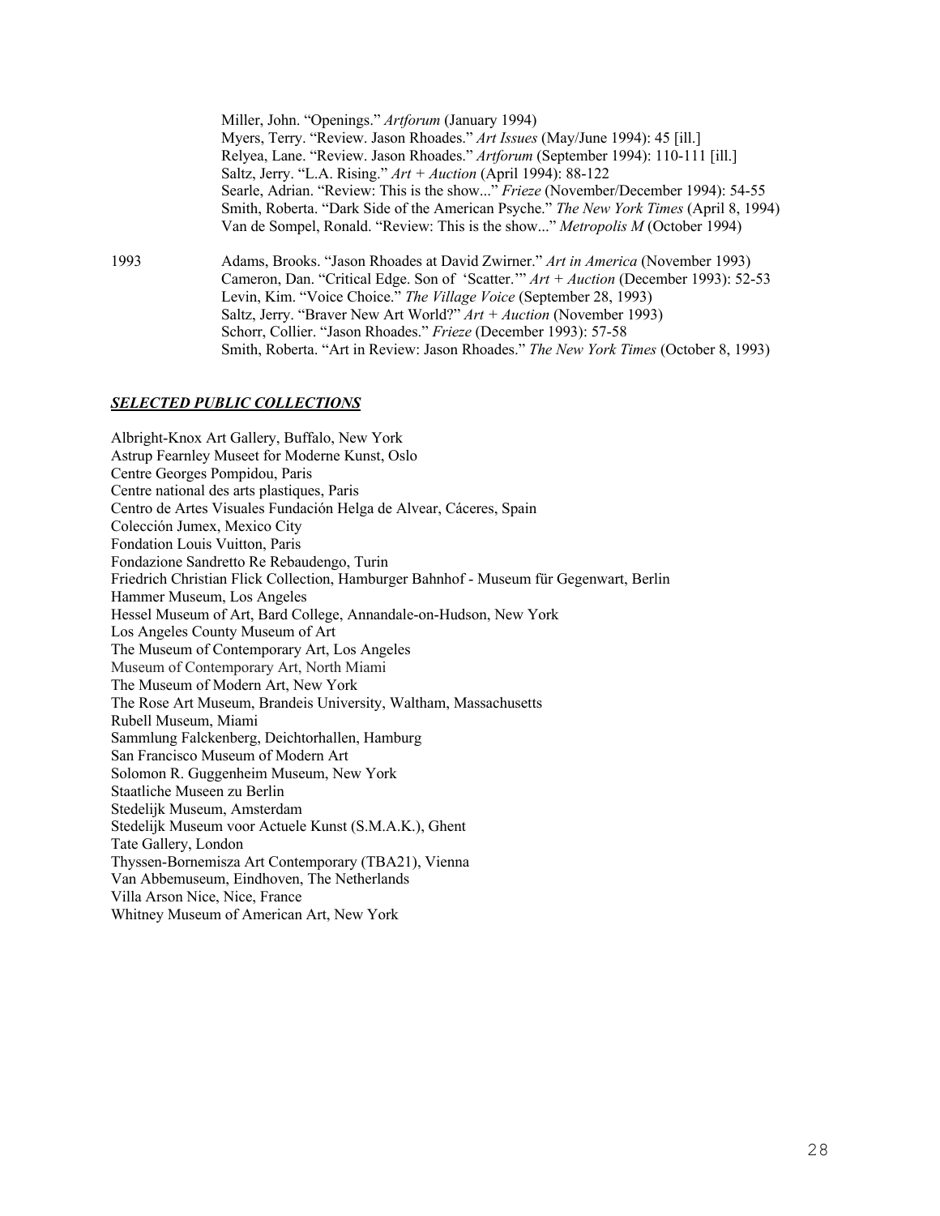Miller, John. "Openings." *Artforum* (January 1994)
Myers, Terry. "Review. Jason Rhoades." *Art Issues* (May/June 1994): 45 [ill.]
Relyea, Lane. "Review. Jason Rhoades." *Artforum* (September 1994): 110-111 [ill.]
Saltz, Jerry. "L.A. Rising." *Art + Auction* (April 1994): 88-122
Searle, Adrian. "Review: This is the show..." *Frieze* (November/December 1994): 54-55
Smith, Roberta. "Dark Side of the American Psyche." *The New York Times* (April 8, 1994)
Van de Sompel, Ronald. "Review: This is the show..." *Metropolis M* (October 1994)

1993

Adams, Brooks. "Jason Rhoades at David Zwirner." *Art in America* (November 1993)
Cameron, Dan. "Critical Edge. Son of 'Scatter.'" *Art + Auction* (December 1993): 52-53
Levin, Kim. "Voice Choice." *The Village Voice* (September 28, 1993)
Saltz, Jerry. "Braver New Art World?" *Art + Auction* (November 1993)
Schorr, Collier. "Jason Rhoades." *Frieze* (December 1993): 57-58
Smith, Roberta. "Art in Review: Jason Rhoades." *The New York Times* (October 8, 1993)

## ***SELECTED PUBLIC COLLECTIONS***

Albright-Knox Art Gallery, Buffalo, New York
Astrup Fearnley Museet for Moderne Kunst, Oslo
Centre Georges Pompidou, Paris
Centre national des arts plastiques, Paris
Centro de Artes Visuales Fundación Helga de Alvear, Cáceres, Spain
Colección Jumex, Mexico City
Fondation Louis Vuitton, Paris
Fondazione Sandretto Re Rebaudengo, Turin
Friedrich Christian Flick Collection, Hamburger Bahnhof - Museum für Gegenwart, Berlin
Hammer Museum, Los Angeles
Hessel Museum of Art, Bard College, Annandale-on-Hudson, New York
Los Angeles County Museum of Art
The Museum of Contemporary Art, Los Angeles
Museum of Contemporary Art, North Miami
The Museum of Modern Art, New York
The Rose Art Museum, Brandeis University, Waltham, Massachusetts
Rubell Museum, Miami
Sammlung Falckenberg, Deichtorhallen, Hamburg
San Francisco Museum of Modern Art
Solomon R. Guggenheim Museum, New York
Staatliche Museen zu Berlin
Stedelijk Museum, Amsterdam
Stedelijk Museum voor Actuele Kunst (S.M.A.K.), Ghent
Tate Gallery, London
Thyssen-Bornemisza Art Contemporary (TBA21), Vienna
Van Abbemuseum, Eindhoven, The Netherlands
Villa Arson Nice, Nice, France
Whitney Museum of American Art, New York